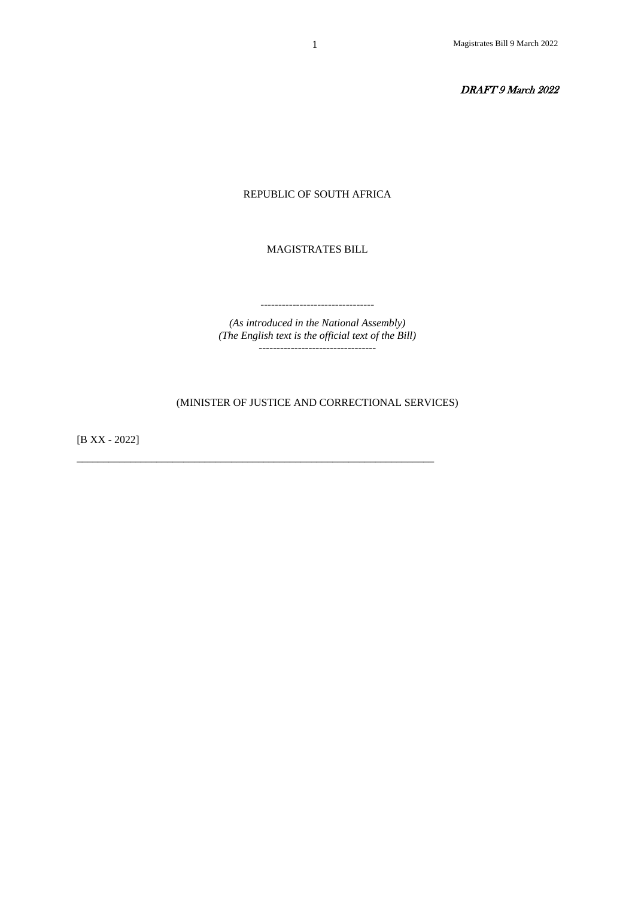*DRAFT 9 March 2022*

REPUBLIC OF SOUTH AFRICA

# MAGISTRATES BILL

---

*(As introduced in the National Assembly)*
*(The English text is the official text of the Bill)*

---

(MINISTER OF JUSTICE AND CORRECTIONAL SERVICES)

[B XX - 2022]

---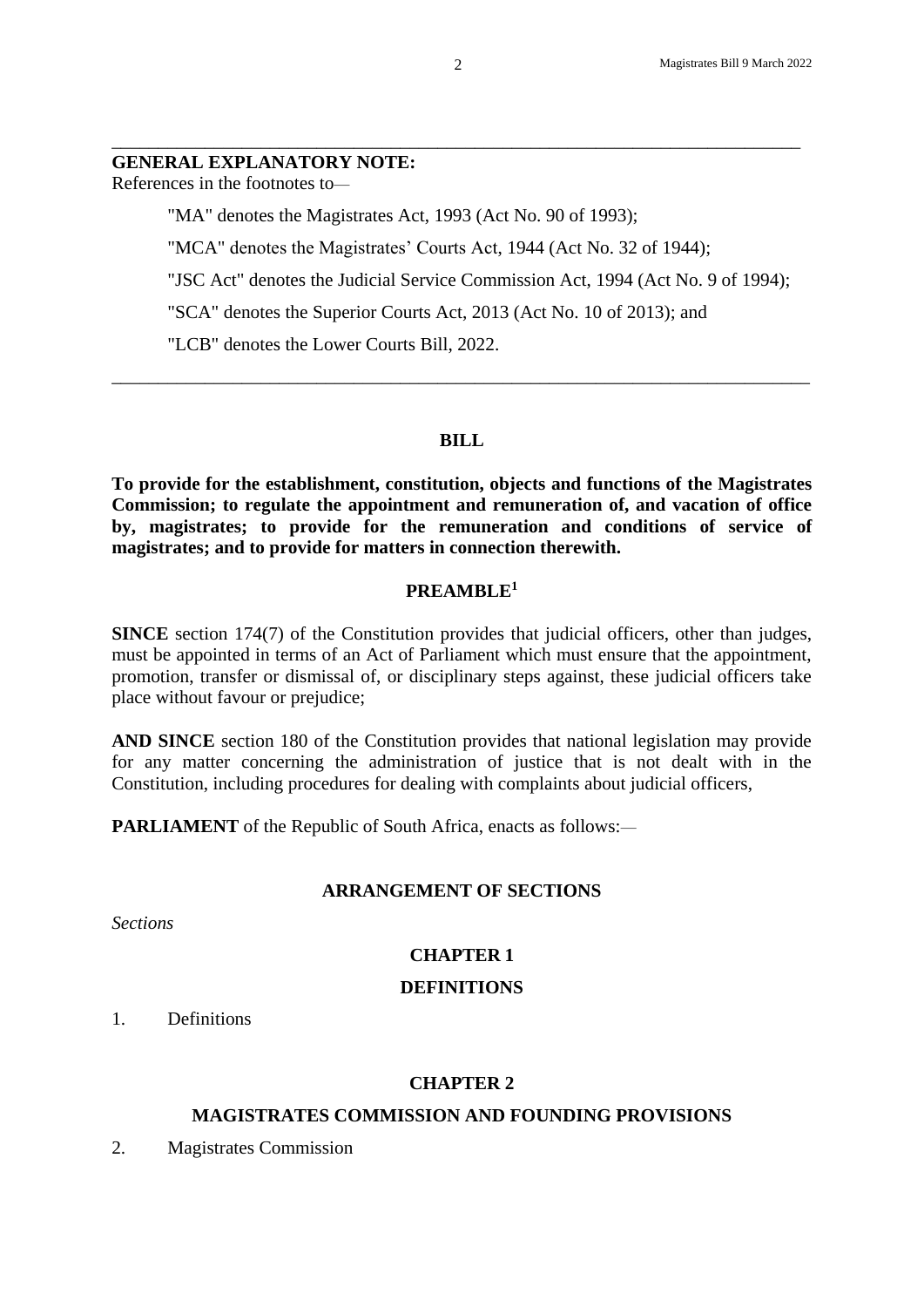---

**GENERAL EXPLANATORY NOTE:**

References in the footnotes to—

"MA" denotes the Magistrates Act, 1993 (Act No. 90 of 1993);

"MCA" denotes the Magistrates' Courts Act, 1944 (Act No. 32 of 1944);

"JSC Act" denotes the Judicial Service Commission Act, 1994 (Act No. 9 of 1994);

"SCA" denotes the Superior Courts Act, 2013 (Act No. 10 of 2013); and

"LCB" denotes the Lower Courts Bill, 2022.

---

## BILL

**To provide for the establishment, constitution, objects and functions of the Magistrates Commission; to regulate the appointment and remuneration of, and vacation of office by, magistrates; to provide for the remuneration and conditions of service of magistrates; and to provide for matters in connection therewith.**

## PREAMBLE[1]

**SINCE** section 174(7) of the Constitution provides that judicial officers, other than judges, must be appointed in terms of an Act of Parliament which must ensure that the appointment, promotion, transfer or dismissal of, or disciplinary steps against, these judicial officers take place without favour or prejudice;

**AND SINCE** section 180 of the Constitution provides that national legislation may provide for any matter concerning the administration of justice that is not dealt with in the Constitution, including procedures for dealing with complaints about judicial officers,

**PARLIAMENT** of the Republic of South Africa, enacts as follows:—

## ARRANGEMENT OF SECTIONS

*Sections*

### CHAPTER 1

### DEFINITIONS

1. Definitions

### CHAPTER 2

### MAGISTRATES COMMISSION AND FOUNDING PROVISIONS

2. Magistrates Commission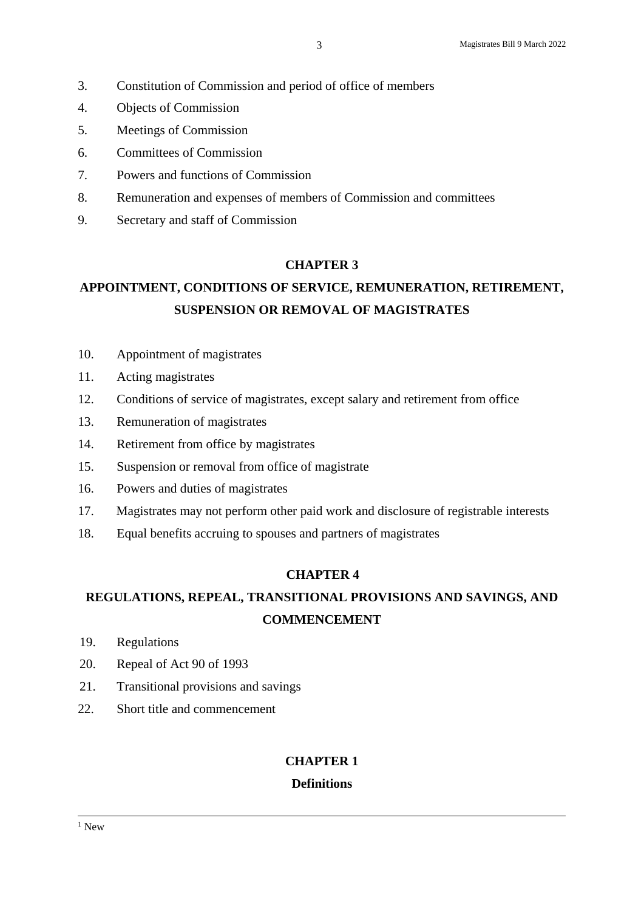3. Constitution of Commission and period of office of members
4. Objects of Commission
5. Meetings of Commission
6. Committees of Commission
7. Powers and functions of Commission
8. Remuneration and expenses of members of Commission and committees
9. Secretary and staff of Commission

## CHAPTER 3

## APPOINTMENT, CONDITIONS OF SERVICE, REMUNERATION, RETIREMENT, SUSPENSION OR REMOVAL OF MAGISTRATES

10. Appointment of magistrates
11. Acting magistrates
12. Conditions of service of magistrates, except salary and retirement from office
13. Remuneration of magistrates
14. Retirement from office by magistrates
15. Suspension or removal from office of magistrate
16. Powers and duties of magistrates
17. Magistrates may not perform other paid work and disclosure of registrable interests
18. Equal benefits accruing to spouses and partners of magistrates

## CHAPTER 4

## REGULATIONS, REPEAL, TRANSITIONAL PROVISIONS AND SAVINGS, AND COMMENCEMENT

19. Regulations
20. Repeal of Act 90 of 1993
21. Transitional provisions and savings
22. Short title and commencement

## CHAPTER 1

### Definitions

---

[1] New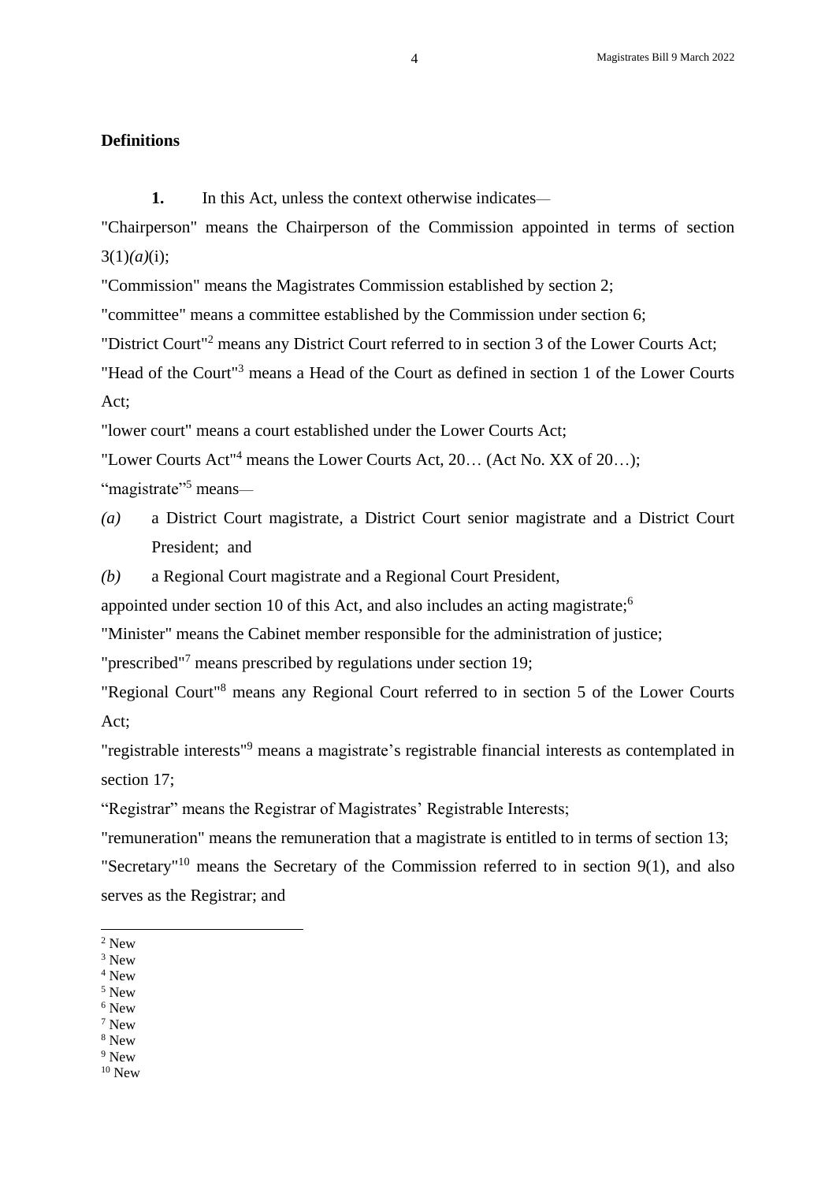**Definitions**

**1.** In this Act, unless the context otherwise indicates—

"Chairperson" means the Chairperson of the Commission appointed in terms of section 3(1)*(a)*(i);

"Commission" means the Magistrates Commission established by section 2;

"committee" means a committee established by the Commission under section 6;

"District Court"[2] means any District Court referred to in section 3 of the Lower Courts Act;

"Head of the Court"[3] means a Head of the Court as defined in section 1 of the Lower Courts Act;

"lower court" means a court established under the Lower Courts Act;

"Lower Courts Act"[4] means the Lower Courts Act, 20… (Act No. XX of 20…);

"magistrate"[5] means—

*(a)* a District Court magistrate, a District Court senior magistrate and a District Court President; and

*(b)* a Regional Court magistrate and a Regional Court President,

appointed under section 10 of this Act, and also includes an acting magistrate;[6]

"Minister" means the Cabinet member responsible for the administration of justice;

"prescribed"[7] means prescribed by regulations under section 19;

"Regional Court"[8] means any Regional Court referred to in section 5 of the Lower Courts Act;

"registrable interests"[9] means a magistrate's registrable financial interests as contemplated in section 17;

"Registrar" means the Registrar of Magistrates' Registrable Interests;

"remuneration" means the remuneration that a magistrate is entitled to in terms of section 13;

"Secretary"[10] means the Secretary of the Commission referred to in section 9(1), and also serves as the Registrar; and

---

[2] New

[3] New

[4] New

[5] New

[6] New

[7] New

[8] New

[9] New

[10] New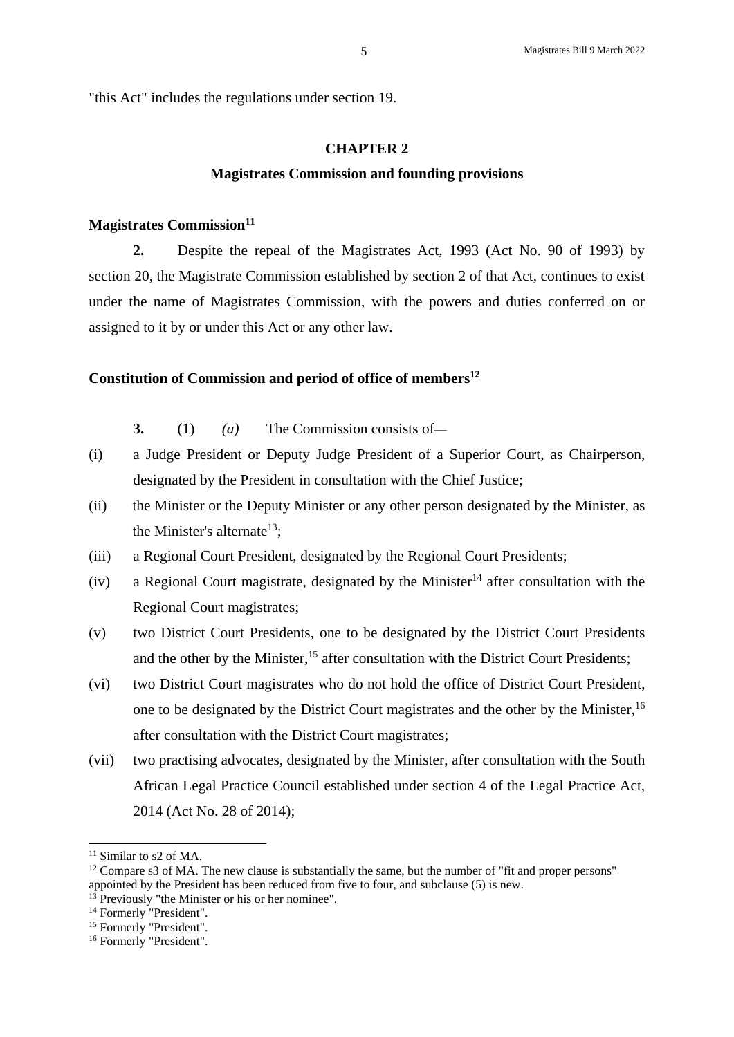"this Act" includes the regulations under section 19.

## CHAPTER 2

## Magistrates Commission and founding provisions

### Magistrates Commission[11]

**2.** Despite the repeal of the Magistrates Act, 1993 (Act No. 90 of 1993) by section 20, the Magistrate Commission established by section 2 of that Act, continues to exist under the name of Magistrates Commission, with the powers and duties conferred on or assigned to it by or under this Act or any other law.

### Constitution of Commission and period of office of members[12]

**3.** (1) *(a)* The Commission consists of—

(i) a Judge President or Deputy Judge President of a Superior Court, as Chairperson, designated by the President in consultation with the Chief Justice;

(ii) the Minister or the Deputy Minister or any other person designated by the Minister, as the Minister's alternate[13];

(iii) a Regional Court President, designated by the Regional Court Presidents;

(iv) a Regional Court magistrate, designated by the Minister[14] after consultation with the Regional Court magistrates;

(v) two District Court Presidents, one to be designated by the District Court Presidents and the other by the Minister,[15] after consultation with the District Court Presidents;

(vi) two District Court magistrates who do not hold the office of District Court President, one to be designated by the District Court magistrates and the other by the Minister,[16] after consultation with the District Court magistrates;

(vii) two practising advocates, designated by the Minister, after consultation with the South African Legal Practice Council established under section 4 of the Legal Practice Act, 2014 (Act No. 28 of 2014);

---

[11] Similar to s2 of MA.

[12] Compare s3 of MA. The new clause is substantially the same, but the number of "fit and proper persons" appointed by the President has been reduced from five to four, and subclause (5) is new.

[13] Previously "the Minister or his or her nominee".

[14] Formerly "President".

[15] Formerly "President".

[16] Formerly "President".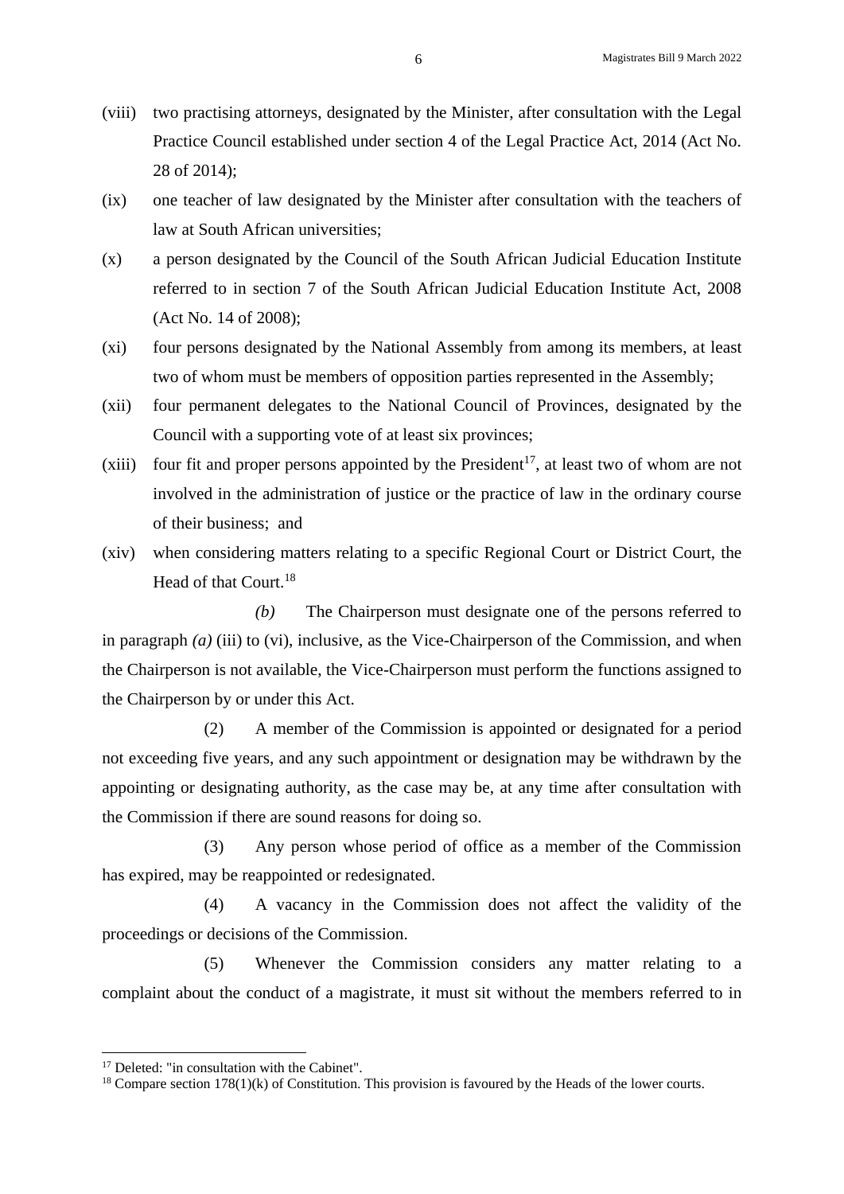(viii) two practising attorneys, designated by the Minister, after consultation with the Legal Practice Council established under section 4 of the Legal Practice Act, 2014 (Act No. 28 of 2014);

(ix) one teacher of law designated by the Minister after consultation with the teachers of law at South African universities;

(x) a person designated by the Council of the South African Judicial Education Institute referred to in section 7 of the South African Judicial Education Institute Act, 2008 (Act No. 14 of 2008);

(xi) four persons designated by the National Assembly from among its members, at least two of whom must be members of opposition parties represented in the Assembly;

(xii) four permanent delegates to the National Council of Provinces, designated by the Council with a supporting vote of at least six provinces;

(xiii) four fit and proper persons appointed by the President[17], at least two of whom are not involved in the administration of justice or the practice of law in the ordinary course of their business; and

(xiv) when considering matters relating to a specific Regional Court or District Court, the Head of that Court.[18]

*(b)* The Chairperson must designate one of the persons referred to in paragraph *(a)* (iii) to (vi), inclusive, as the Vice-Chairperson of the Commission, and when the Chairperson is not available, the Vice-Chairperson must perform the functions assigned to the Chairperson by or under this Act.

(2) A member of the Commission is appointed or designated for a period not exceeding five years, and any such appointment or designation may be withdrawn by the appointing or designating authority, as the case may be, at any time after consultation with the Commission if there are sound reasons for doing so.

(3) Any person whose period of office as a member of the Commission has expired, may be reappointed or redesignated.

(4) A vacancy in the Commission does not affect the validity of the proceedings or decisions of the Commission.

(5) Whenever the Commission considers any matter relating to a complaint about the conduct of a magistrate, it must sit without the members referred to in

---

[17] Deleted: "in consultation with the Cabinet".

[18] Compare section 178(1)(k) of Constitution. This provision is favoured by the Heads of the lower courts.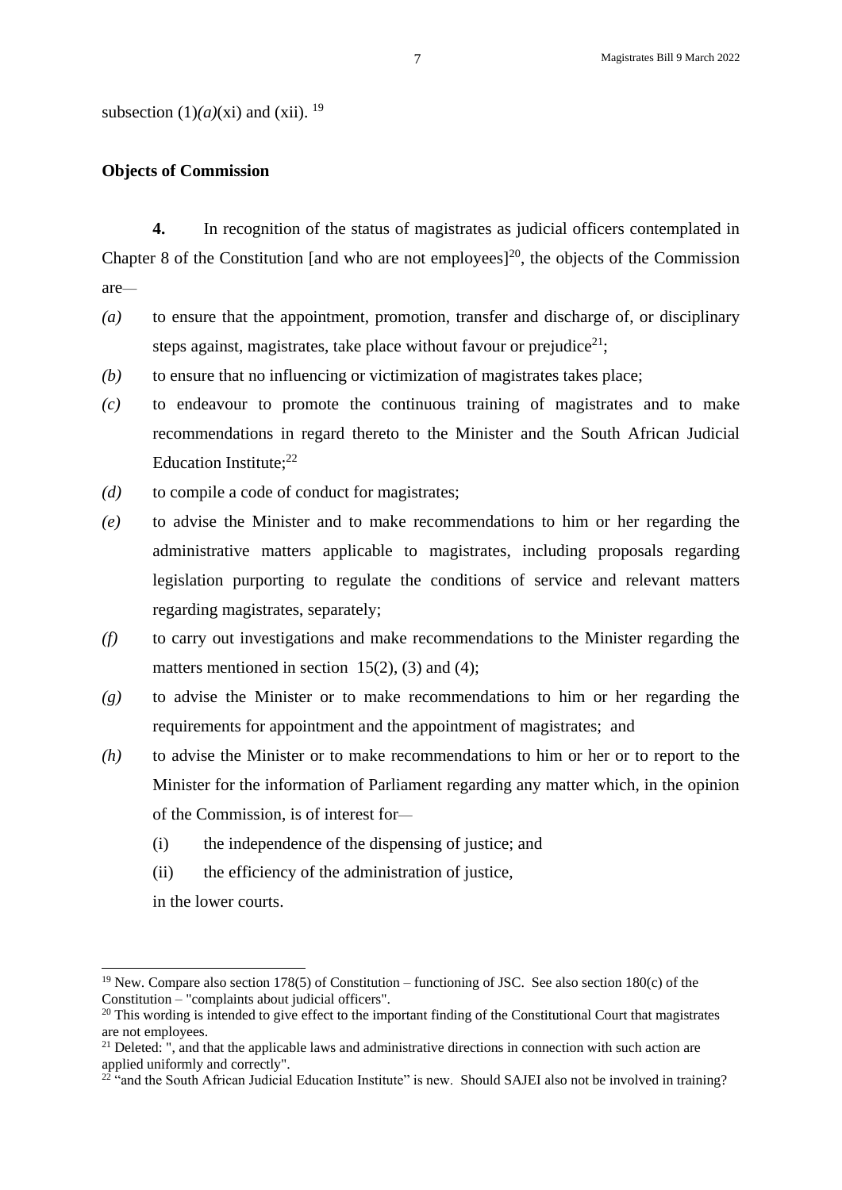subsection (1)*(a)*(xi) and (xii). [19]

**Objects of Commission**

**4.** In recognition of the status of magistrates as judicial officers contemplated in Chapter 8 of the Constitution [and who are not employees][20], the objects of the Commission are—

*(a)* to ensure that the appointment, promotion, transfer and discharge of, or disciplinary steps against, magistrates, take place without favour or prejudice[21];

*(b)* to ensure that no influencing or victimization of magistrates takes place;

*(c)* to endeavour to promote the continuous training of magistrates and to make recommendations in regard thereto to the Minister and the South African Judicial Education Institute;[22]

*(d)* to compile a code of conduct for magistrates;

*(e)* to advise the Minister and to make recommendations to him or her regarding the administrative matters applicable to magistrates, including proposals regarding legislation purporting to regulate the conditions of service and relevant matters regarding magistrates, separately;

*(f)* to carry out investigations and make recommendations to the Minister regarding the matters mentioned in section 15(2), (3) and (4);

*(g)* to advise the Minister or to make recommendations to him or her regarding the requirements for appointment and the appointment of magistrates; and

*(h)* to advise the Minister or to make recommendations to him or her or to report to the Minister for the information of Parliament regarding any matter which, in the opinion of the Commission, is of interest for—

(i) the independence of the dispensing of justice; and

(ii) the efficiency of the administration of justice,

in the lower courts.

---

[19] New. Compare also section 178(5) of Constitution – functioning of JSC. See also section 180(c) of the Constitution – "complaints about judicial officers".

[20] This wording is intended to give effect to the important finding of the Constitutional Court that magistrates are not employees.

[21] Deleted: ", and that the applicable laws and administrative directions in connection with such action are applied uniformly and correctly".

[22] "and the South African Judicial Education Institute" is new. Should SAJEI also not be involved in training?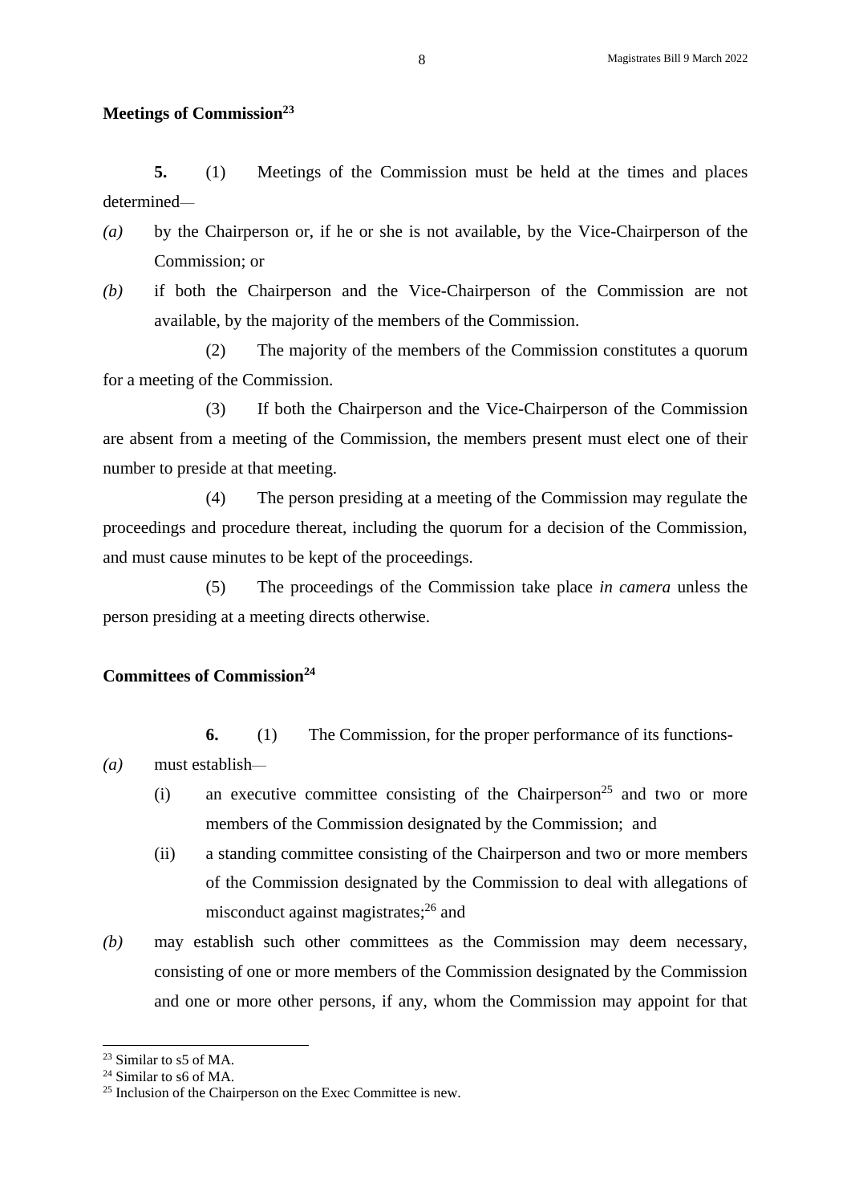**Meetings of Commission**[23]

**5.** (1) Meetings of the Commission must be held at the times and places determined—

*(a)* by the Chairperson or, if he or she is not available, by the Vice-Chairperson of the Commission; or

*(b)* if both the Chairperson and the Vice-Chairperson of the Commission are not available, by the majority of the members of the Commission.

(2) The majority of the members of the Commission constitutes a quorum for a meeting of the Commission.

(3) If both the Chairperson and the Vice-Chairperson of the Commission are absent from a meeting of the Commission, the members present must elect one of their number to preside at that meeting.

(4) The person presiding at a meeting of the Commission may regulate the proceedings and procedure thereat, including the quorum for a decision of the Commission, and must cause minutes to be kept of the proceedings.

(5) The proceedings of the Commission take place *in camera* unless the person presiding at a meeting directs otherwise.

**Committees of Commission**[24]

**6.** (1) The Commission, for the proper performance of its functions-

*(a)* must establish—

(i) an executive committee consisting of the Chairperson[25] and two or more members of the Commission designated by the Commission; and

(ii) a standing committee consisting of the Chairperson and two or more members of the Commission designated by the Commission to deal with allegations of misconduct against magistrates;[26] and

*(b)* may establish such other committees as the Commission may deem necessary, consisting of one or more members of the Commission designated by the Commission and one or more other persons, if any, whom the Commission may appoint for that

---

[23] Similar to s5 of MA.

[24] Similar to s6 of MA.

[25] Inclusion of the Chairperson on the Exec Committee is new.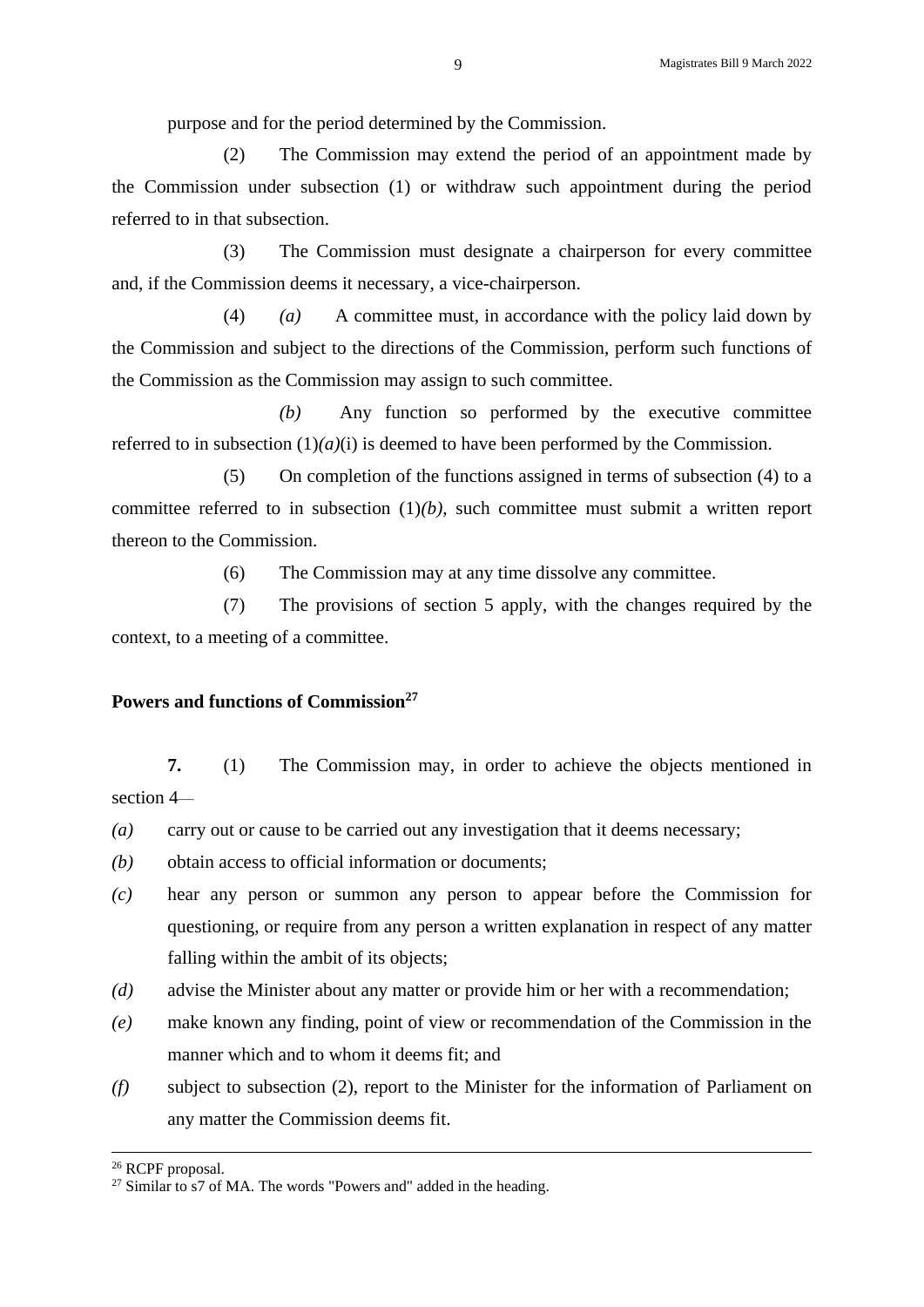purpose and for the period determined by the Commission.

(2) The Commission may extend the period of an appointment made by the Commission under subsection (1) or withdraw such appointment during the period referred to in that subsection.

(3) The Commission must designate a chairperson for every committee and, if the Commission deems it necessary, a vice-chairperson.

(4) *(a)* A committee must, in accordance with the policy laid down by the Commission and subject to the directions of the Commission, perform such functions of the Commission as the Commission may assign to such committee.

*(b)* Any function so performed by the executive committee referred to in subsection (1)*(a)*(i) is deemed to have been performed by the Commission.

(5) On completion of the functions assigned in terms of subsection (4) to a committee referred to in subsection (1)*(b)*, such committee must submit a written report thereon to the Commission.

(6) The Commission may at any time dissolve any committee.

(7) The provisions of section 5 apply, with the changes required by the context, to a meeting of a committee.

**Powers and functions of Commission[27]**

**7.** (1) The Commission may, in order to achieve the objects mentioned in section 4—

*(a)* carry out or cause to be carried out any investigation that it deems necessary;

*(b)* obtain access to official information or documents;

*(c)* hear any person or summon any person to appear before the Commission for questioning, or require from any person a written explanation in respect of any matter falling within the ambit of its objects;

*(d)* advise the Minister about any matter or provide him or her with a recommendation;

*(e)* make known any finding, point of view or recommendation of the Commission in the manner which and to whom it deems fit; and

*(f)* subject to subsection (2), report to the Minister for the information of Parliament on any matter the Commission deems fit.

---

[26] RCPF proposal.

[27] Similar to s7 of MA. The words "Powers and" added in the heading.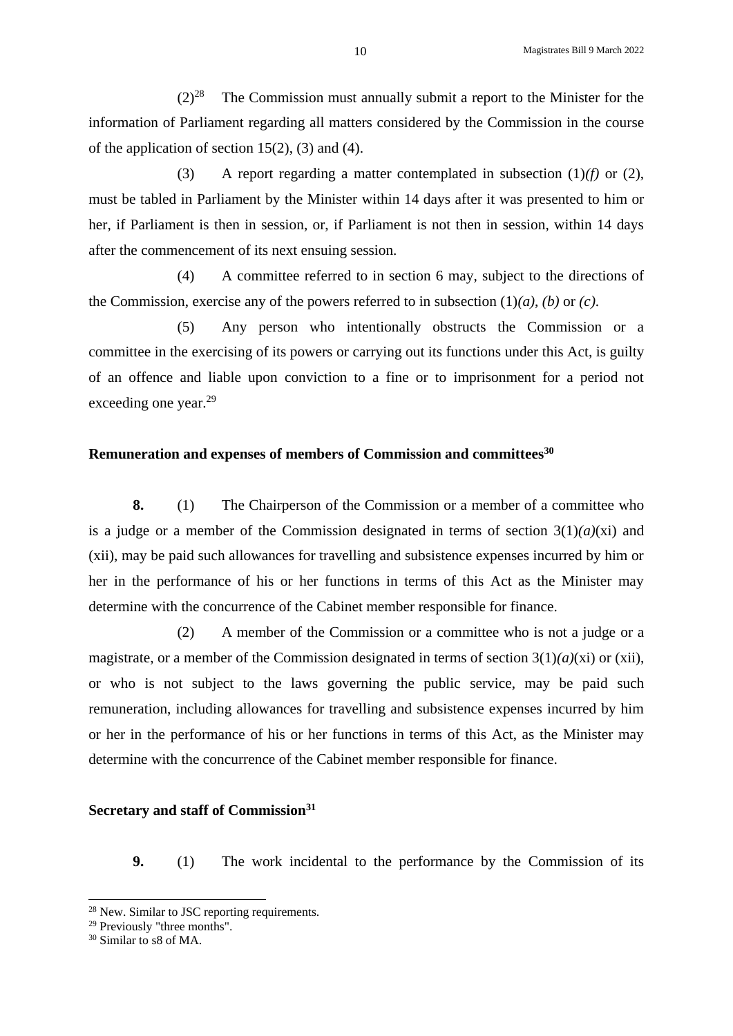(2)[28] The Commission must annually submit a report to the Minister for the information of Parliament regarding all matters considered by the Commission in the course of the application of section 15(2), (3) and (4).

(3) A report regarding a matter contemplated in subsection (1)*(f)* or (2), must be tabled in Parliament by the Minister within 14 days after it was presented to him or her, if Parliament is then in session, or, if Parliament is not then in session, within 14 days after the commencement of its next ensuing session.

(4) A committee referred to in section 6 may, subject to the directions of the Commission, exercise any of the powers referred to in subsection (1)*(a)*, *(b)* or *(c)*.

(5) Any person who intentionally obstructs the Commission or a committee in the exercising of its powers or carrying out its functions under this Act, is guilty of an offence and liable upon conviction to a fine or to imprisonment for a period not exceeding one year.[29]

**Remuneration and expenses of members of Commission and committees[30]**

**8.** (1) The Chairperson of the Commission or a member of a committee who is a judge or a member of the Commission designated in terms of section 3(1)*(a)*(xi) and (xii), may be paid such allowances for travelling and subsistence expenses incurred by him or her in the performance of his or her functions in terms of this Act as the Minister may determine with the concurrence of the Cabinet member responsible for finance.

(2) A member of the Commission or a committee who is not a judge or a magistrate, or a member of the Commission designated in terms of section 3(1)*(a)*(xi) or (xii), or who is not subject to the laws governing the public service, may be paid such remuneration, including allowances for travelling and subsistence expenses incurred by him or her in the performance of his or her functions in terms of this Act, as the Minister may determine with the concurrence of the Cabinet member responsible for finance.

**Secretary and staff of Commission[31]**

**9.** (1) The work incidental to the performance by the Commission of its

---

[28] New. Similar to JSC reporting requirements.

[29] Previously "three months".

[30] Similar to s8 of MA.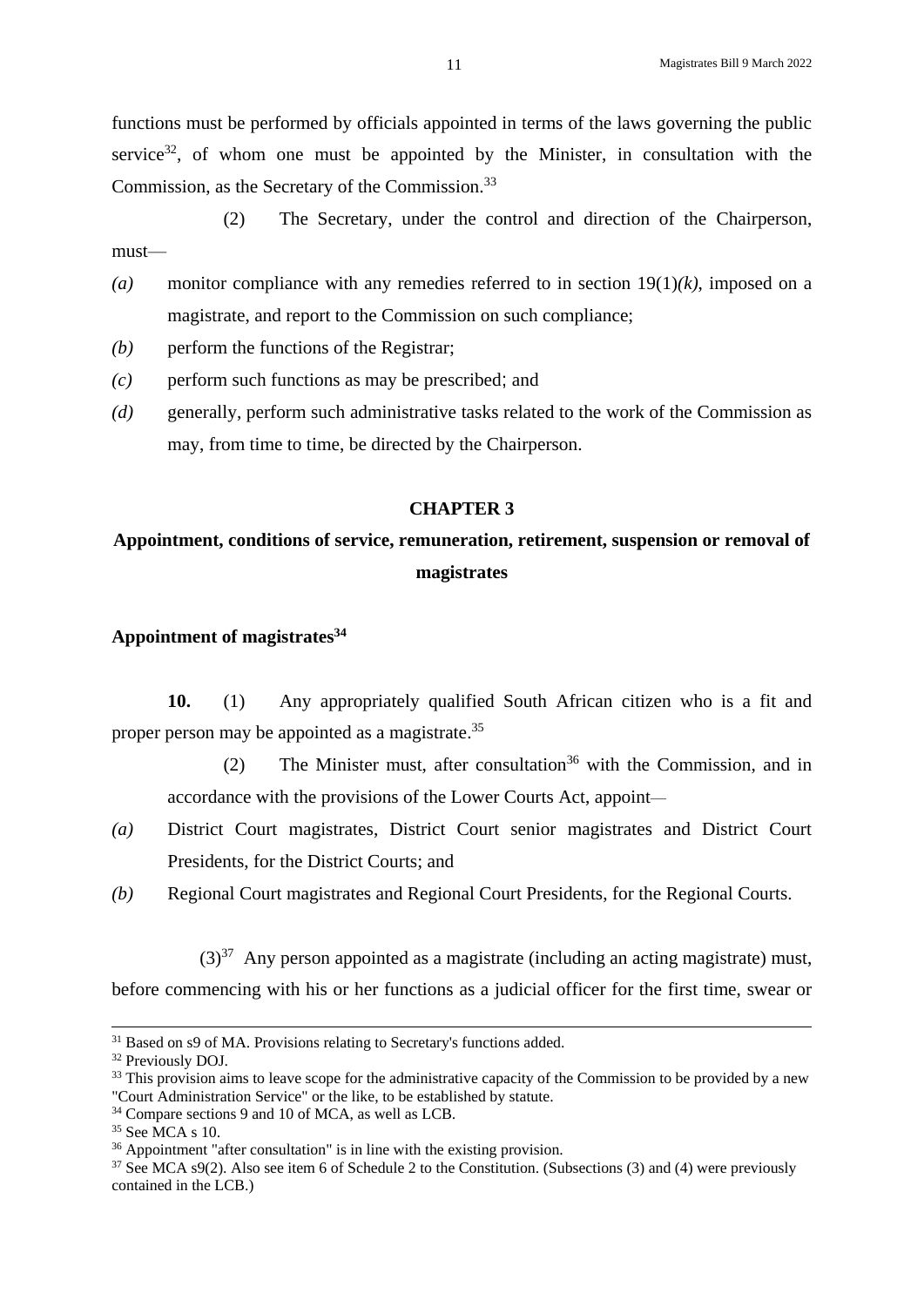functions must be performed by officials appointed in terms of the laws governing the public service[32], of whom one must be appointed by the Minister, in consultation with the Commission, as the Secretary of the Commission.[33]

(2) The Secretary, under the control and direction of the Chairperson, must—

*(a)* monitor compliance with any remedies referred to in section 19(1)*(k)*, imposed on a magistrate, and report to the Commission on such compliance;

*(b)* perform the functions of the Registrar;

*(c)* perform such functions as may be prescribed; and

*(d)* generally, perform such administrative tasks related to the work of the Commission as may, from time to time, be directed by the Chairperson.

## CHAPTER 3

## Appointment, conditions of service, remuneration, retirement, suspension or removal of magistrates

### Appointment of magistrates[34]

**10.** (1) Any appropriately qualified South African citizen who is a fit and proper person may be appointed as a magistrate.[35]

(2) The Minister must, after consultation[36] with the Commission, and in accordance with the provisions of the Lower Courts Act, appoint—

*(a)* District Court magistrates, District Court senior magistrates and District Court Presidents, for the District Courts; and

*(b)* Regional Court magistrates and Regional Court Presidents, for the Regional Courts.

(3)[37] Any person appointed as a magistrate (including an acting magistrate) must, before commencing with his or her functions as a judicial officer for the first time, swear or

---

[31] Based on s9 of MA. Provisions relating to Secretary's functions added.

[32] Previously DOJ.

[33] This provision aims to leave scope for the administrative capacity of the Commission to be provided by a new "Court Administration Service" or the like, to be established by statute.

[34] Compare sections 9 and 10 of MCA, as well as LCB.

[35] See MCA s 10.

[36] Appointment "after consultation" is in line with the existing provision.

[37] See MCA s9(2). Also see item 6 of Schedule 2 to the Constitution. (Subsections (3) and (4) were previously contained in the LCB.)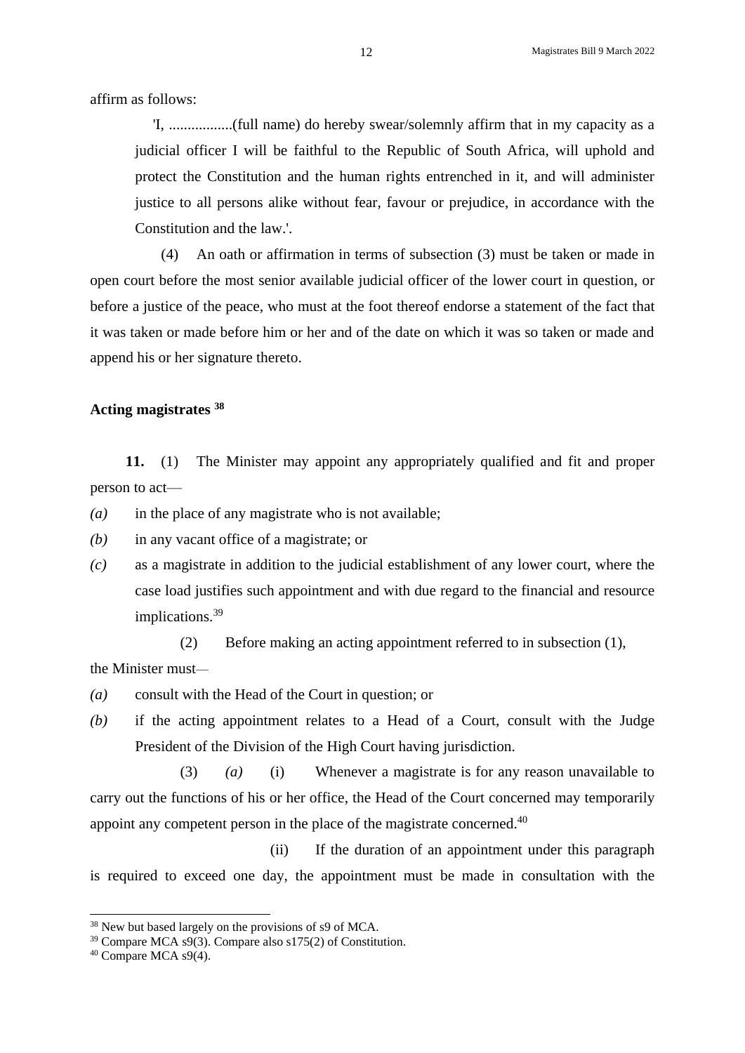affirm as follows:

'I, .................(full name) do hereby swear/solemnly affirm that in my capacity as a judicial officer I will be faithful to the Republic of South Africa, will uphold and protect the Constitution and the human rights entrenched in it, and will administer justice to all persons alike without fear, favour or prejudice, in accordance with the Constitution and the law.'.

(4) An oath or affirmation in terms of subsection (3) must be taken or made in open court before the most senior available judicial officer of the lower court in question, or before a justice of the peace, who must at the foot thereof endorse a statement of the fact that it was taken or made before him or her and of the date on which it was so taken or made and append his or her signature thereto.

**Acting magistrates** [38]

**11.** (1) The Minister may appoint any appropriately qualified and fit and proper person to act—

*(a)* in the place of any magistrate who is not available;

*(b)* in any vacant office of a magistrate; or

*(c)* as a magistrate in addition to the judicial establishment of any lower court, where the case load justifies such appointment and with due regard to the financial and resource implications.[39]

(2) Before making an acting appointment referred to in subsection (1), the Minister must—

*(a)* consult with the Head of the Court in question; or

*(b)* if the acting appointment relates to a Head of a Court, consult with the Judge President of the Division of the High Court having jurisdiction.

(3) *(a)* (i) Whenever a magistrate is for any reason unavailable to carry out the functions of his or her office, the Head of the Court concerned may temporarily appoint any competent person in the place of the magistrate concerned.[40]

(ii) If the duration of an appointment under this paragraph is required to exceed one day, the appointment must be made in consultation with the

---

[38] New but based largely on the provisions of s9 of MCA.

[39] Compare MCA s9(3). Compare also s175(2) of Constitution.

[40] Compare MCA s9(4).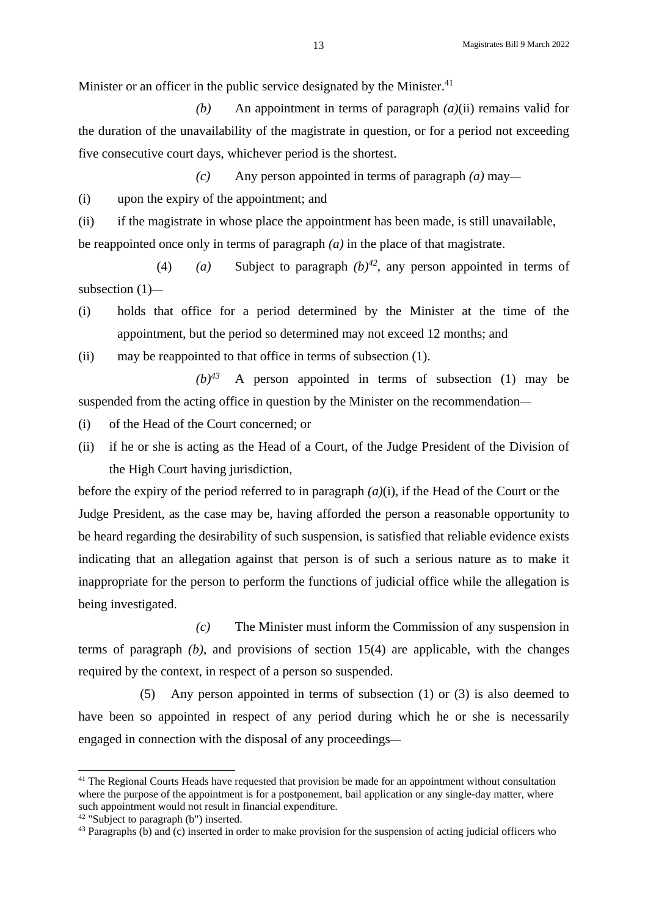Minister or an officer in the public service designated by the Minister.[41]

*(b)* An appointment in terms of paragraph *(a)*(ii) remains valid for the duration of the unavailability of the magistrate in question, or for a period not exceeding five consecutive court days, whichever period is the shortest.

*(c)* Any person appointed in terms of paragraph *(a)* may—

(i) upon the expiry of the appointment; and

(ii) if the magistrate in whose place the appointment has been made, is still unavailable,

be reappointed once only in terms of paragraph *(a)* in the place of that magistrate.

(4) *(a)* Subject to paragraph *(b)*[42], any person appointed in terms of subsection (1)—

(i) holds that office for a period determined by the Minister at the time of the appointment, but the period so determined may not exceed 12 months; and

(ii) may be reappointed to that office in terms of subsection (1).

*(b)*[43] A person appointed in terms of subsection (1) may be suspended from the acting office in question by the Minister on the recommendation—

(i) of the Head of the Court concerned; or

(ii) if he or she is acting as the Head of a Court, of the Judge President of the Division of the High Court having jurisdiction,

before the expiry of the period referred to in paragraph *(a)*(i), if the Head of the Court or the Judge President, as the case may be, having afforded the person a reasonable opportunity to be heard regarding the desirability of such suspension, is satisfied that reliable evidence exists indicating that an allegation against that person is of such a serious nature as to make it inappropriate for the person to perform the functions of judicial office while the allegation is being investigated.

*(c)* The Minister must inform the Commission of any suspension in terms of paragraph *(b)*, and provisions of section 15(4) are applicable, with the changes required by the context, in respect of a person so suspended.

(5) Any person appointed in terms of subsection (1) or (3) is also deemed to have been so appointed in respect of any period during which he or she is necessarily engaged in connection with the disposal of any proceedings—

---

[41] The Regional Courts Heads have requested that provision be made for an appointment without consultation where the purpose of the appointment is for a postponement, bail application or any single-day matter, where such appointment would not result in financial expenditure.

[42] "Subject to paragraph (b") inserted.

[43] Paragraphs (b) and (c) inserted in order to make provision for the suspension of acting judicial officers who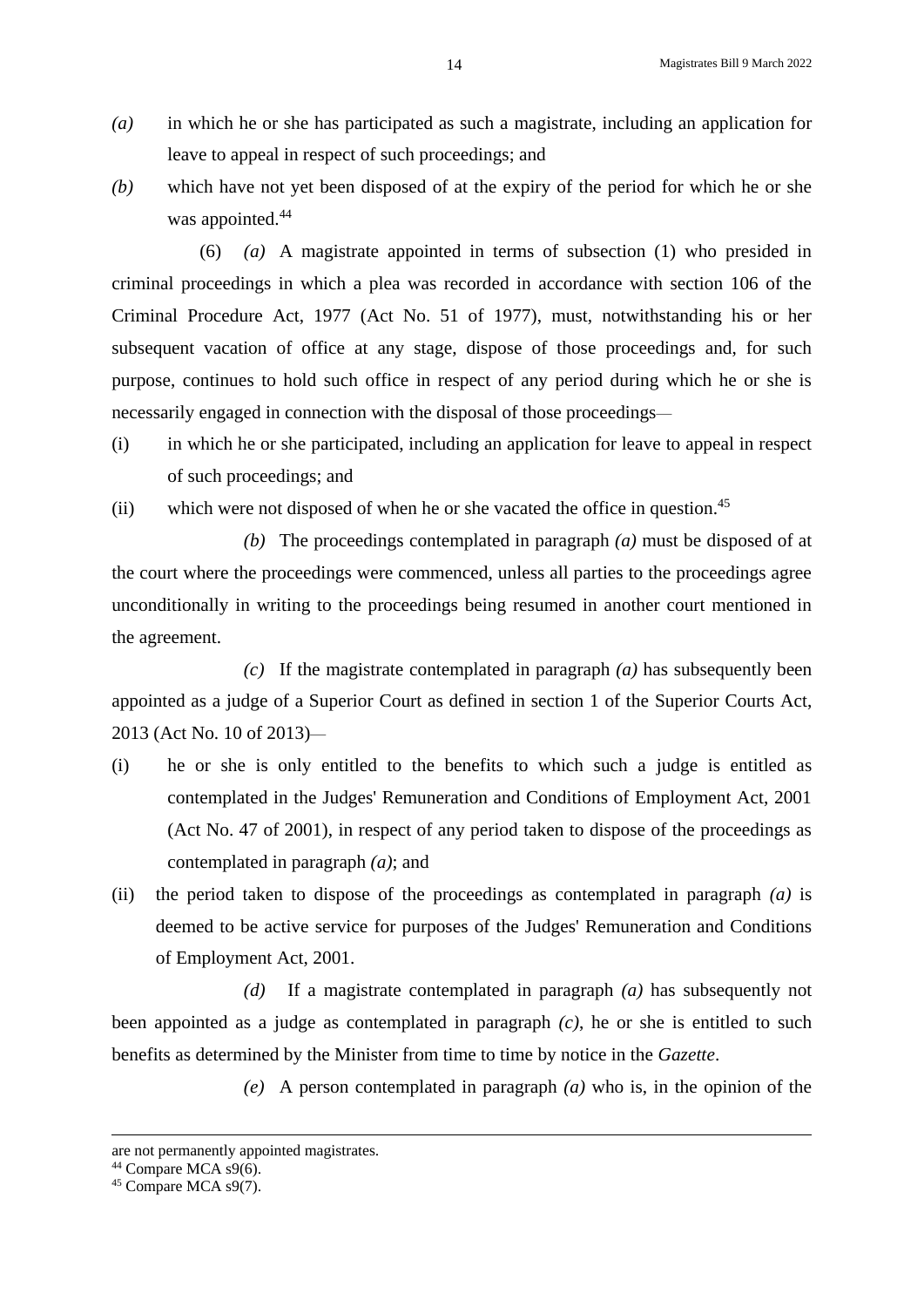*(a)* in which he or she has participated as such a magistrate, including an application for leave to appeal in respect of such proceedings; and

*(b)* which have not yet been disposed of at the expiry of the period for which he or she was appointed.[44]

(6) *(a)* A magistrate appointed in terms of subsection (1) who presided in criminal proceedings in which a plea was recorded in accordance with section 106 of the Criminal Procedure Act, 1977 (Act No. 51 of 1977), must, notwithstanding his or her subsequent vacation of office at any stage, dispose of those proceedings and, for such purpose, continues to hold such office in respect of any period during which he or she is necessarily engaged in connection with the disposal of those proceedings—

(i) in which he or she participated, including an application for leave to appeal in respect of such proceedings; and

(ii) which were not disposed of when he or she vacated the office in question.[45]

*(b)* The proceedings contemplated in paragraph *(a)* must be disposed of at the court where the proceedings were commenced, unless all parties to the proceedings agree unconditionally in writing to the proceedings being resumed in another court mentioned in the agreement.

*(c)* If the magistrate contemplated in paragraph *(a)* has subsequently been appointed as a judge of a Superior Court as defined in section 1 of the Superior Courts Act, 2013 (Act No. 10 of 2013)—

(i) he or she is only entitled to the benefits to which such a judge is entitled as contemplated in the Judges' Remuneration and Conditions of Employment Act, 2001 (Act No. 47 of 2001), in respect of any period taken to dispose of the proceedings as contemplated in paragraph *(a)*; and

(ii) the period taken to dispose of the proceedings as contemplated in paragraph *(a)* is deemed to be active service for purposes of the Judges' Remuneration and Conditions of Employment Act, 2001.

*(d)* If a magistrate contemplated in paragraph *(a)* has subsequently not been appointed as a judge as contemplated in paragraph *(c)*, he or she is entitled to such benefits as determined by the Minister from time to time by notice in the *Gazette*.

*(e)* A person contemplated in paragraph *(a)* who is, in the opinion of the

---

are not permanently appointed magistrates.

[44] Compare MCA s9(6).

[45] Compare MCA s9(7).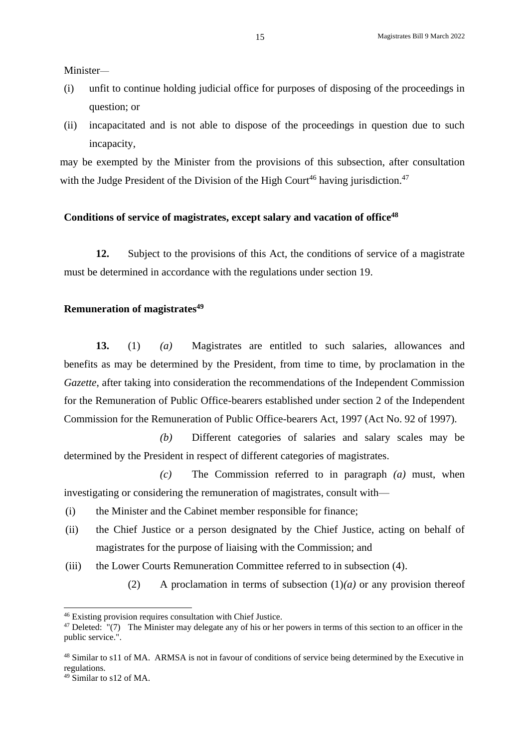Minister—

(i) unfit to continue holding judicial office for purposes of disposing of the proceedings in question; or

(ii) incapacitated and is not able to dispose of the proceedings in question due to such incapacity,

may be exempted by the Minister from the provisions of this subsection, after consultation with the Judge President of the Division of the High Court[46] having jurisdiction.[47]

### Conditions of service of magistrates, except salary and vacation of office[48]

**12.** Subject to the provisions of this Act, the conditions of service of a magistrate must be determined in accordance with the regulations under section 19.

### Remuneration of magistrates[49]

**13.** (1) *(a)* Magistrates are entitled to such salaries, allowances and benefits as may be determined by the President, from time to time, by proclamation in the *Gazette*, after taking into consideration the recommendations of the Independent Commission for the Remuneration of Public Office-bearers established under section 2 of the Independent Commission for the Remuneration of Public Office-bearers Act, 1997 (Act No. 92 of 1997).

*(b)* Different categories of salaries and salary scales may be determined by the President in respect of different categories of magistrates.

*(c)* The Commission referred to in paragraph *(a)* must, when investigating or considering the remuneration of magistrates, consult with—

(i) the Minister and the Cabinet member responsible for finance;

(ii) the Chief Justice or a person designated by the Chief Justice, acting on behalf of magistrates for the purpose of liaising with the Commission; and

(iii) the Lower Courts Remuneration Committee referred to in subsection (4).

(2) A proclamation in terms of subsection (1)*(a)* or any provision thereof

---

[46] Existing provision requires consultation with Chief Justice.

[47] Deleted: "(7) The Minister may delegate any of his or her powers in terms of this section to an officer in the public service.".

[48] Similar to s11 of MA. ARMSA is not in favour of conditions of service being determined by the Executive in regulations.

[49] Similar to s12 of MA.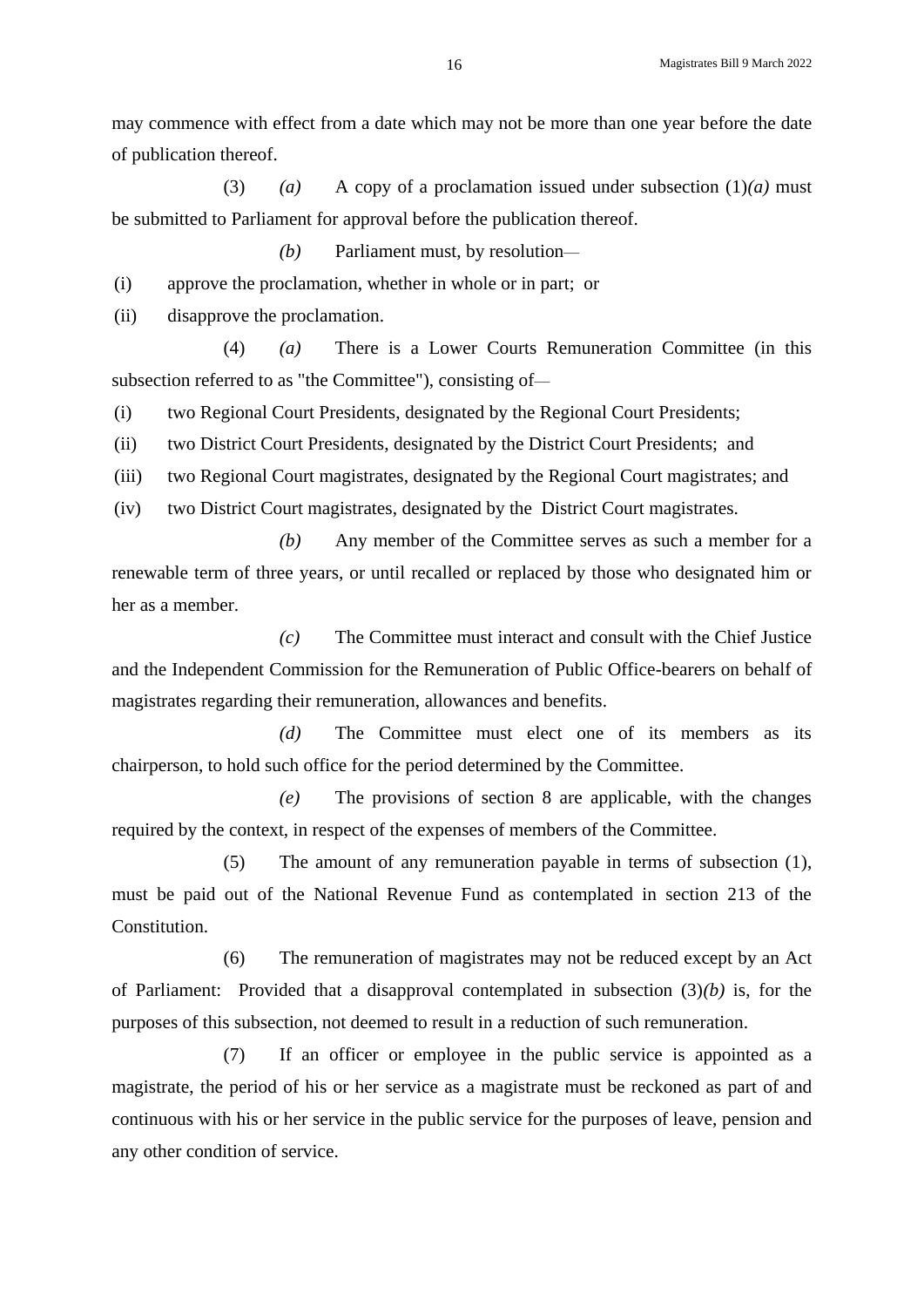may commence with effect from a date which may not be more than one year before the date of publication thereof.

(3) *(a)* A copy of a proclamation issued under subsection (1)*(a)* must be submitted to Parliament for approval before the publication thereof.

*(b)* Parliament must, by resolution—

(i) approve the proclamation, whether in whole or in part; or

(ii) disapprove the proclamation.

(4) *(a)* There is a Lower Courts Remuneration Committee (in this subsection referred to as "the Committee"), consisting of—

(i) two Regional Court Presidents, designated by the Regional Court Presidents;

(ii) two District Court Presidents, designated by the District Court Presidents; and

(iii) two Regional Court magistrates, designated by the Regional Court magistrates; and

(iv) two District Court magistrates, designated by the District Court magistrates.

*(b)* Any member of the Committee serves as such a member for a renewable term of three years, or until recalled or replaced by those who designated him or her as a member.

*(c)* The Committee must interact and consult with the Chief Justice and the Independent Commission for the Remuneration of Public Office-bearers on behalf of magistrates regarding their remuneration, allowances and benefits.

*(d)* The Committee must elect one of its members as its chairperson, to hold such office for the period determined by the Committee.

*(e)* The provisions of section 8 are applicable, with the changes required by the context, in respect of the expenses of members of the Committee.

(5) The amount of any remuneration payable in terms of subsection (1), must be paid out of the National Revenue Fund as contemplated in section 213 of the Constitution.

(6) The remuneration of magistrates may not be reduced except by an Act of Parliament: Provided that a disapproval contemplated in subsection (3)*(b)* is, for the purposes of this subsection, not deemed to result in a reduction of such remuneration.

(7) If an officer or employee in the public service is appointed as a magistrate, the period of his or her service as a magistrate must be reckoned as part of and continuous with his or her service in the public service for the purposes of leave, pension and any other condition of service.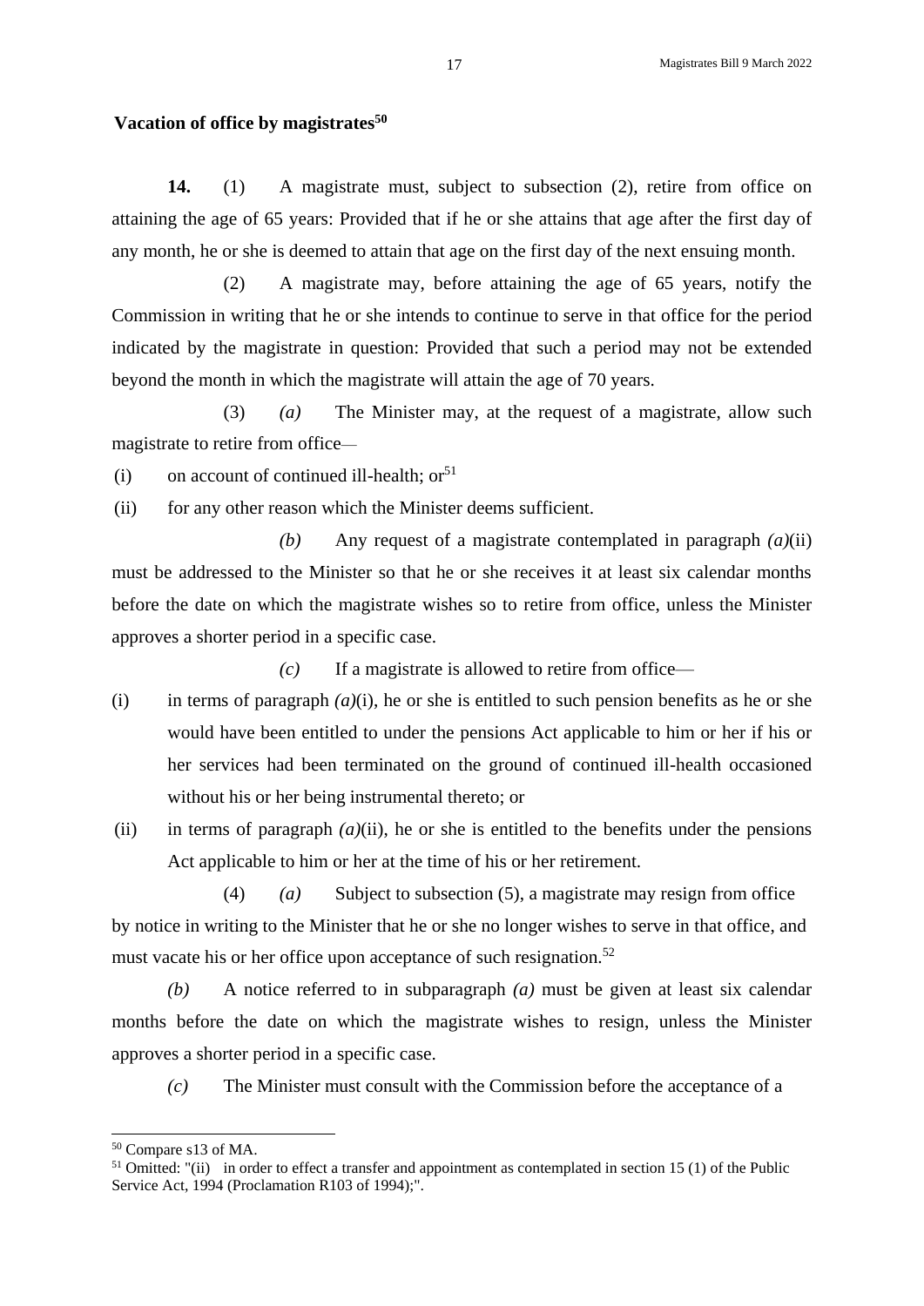**Vacation of office by magistrates**[50]

**14.** (1) A magistrate must, subject to subsection (2), retire from office on attaining the age of 65 years: Provided that if he or she attains that age after the first day of any month, he or she is deemed to attain that age on the first day of the next ensuing month.

(2) A magistrate may, before attaining the age of 65 years, notify the Commission in writing that he or she intends to continue to serve in that office for the period indicated by the magistrate in question: Provided that such a period may not be extended beyond the month in which the magistrate will attain the age of 70 years.

(3) *(a)* The Minister may, at the request of a magistrate, allow such magistrate to retire from office—

(i) on account of continued ill-health; or[51]

(ii) for any other reason which the Minister deems sufficient.

*(b)* Any request of a magistrate contemplated in paragraph *(a)*(ii) must be addressed to the Minister so that he or she receives it at least six calendar months before the date on which the magistrate wishes so to retire from office, unless the Minister approves a shorter period in a specific case.

*(c)* If a magistrate is allowed to retire from office—

(i) in terms of paragraph *(a)*(i), he or she is entitled to such pension benefits as he or she would have been entitled to under the pensions Act applicable to him or her if his or her services had been terminated on the ground of continued ill-health occasioned without his or her being instrumental thereto; or

(ii) in terms of paragraph *(a)*(ii), he or she is entitled to the benefits under the pensions Act applicable to him or her at the time of his or her retirement.

(4) *(a)* Subject to subsection (5), a magistrate may resign from office by notice in writing to the Minister that he or she no longer wishes to serve in that office, and must vacate his or her office upon acceptance of such resignation.[52]

*(b)* A notice referred to in subparagraph *(a)* must be given at least six calendar months before the date on which the magistrate wishes to resign, unless the Minister approves a shorter period in a specific case.

*(c)* The Minister must consult with the Commission before the acceptance of a

---

[50] Compare s13 of MA.

[51] Omitted: "(ii) in order to effect a transfer and appointment as contemplated in section 15 (1) of the Public Service Act, 1994 (Proclamation R103 of 1994);".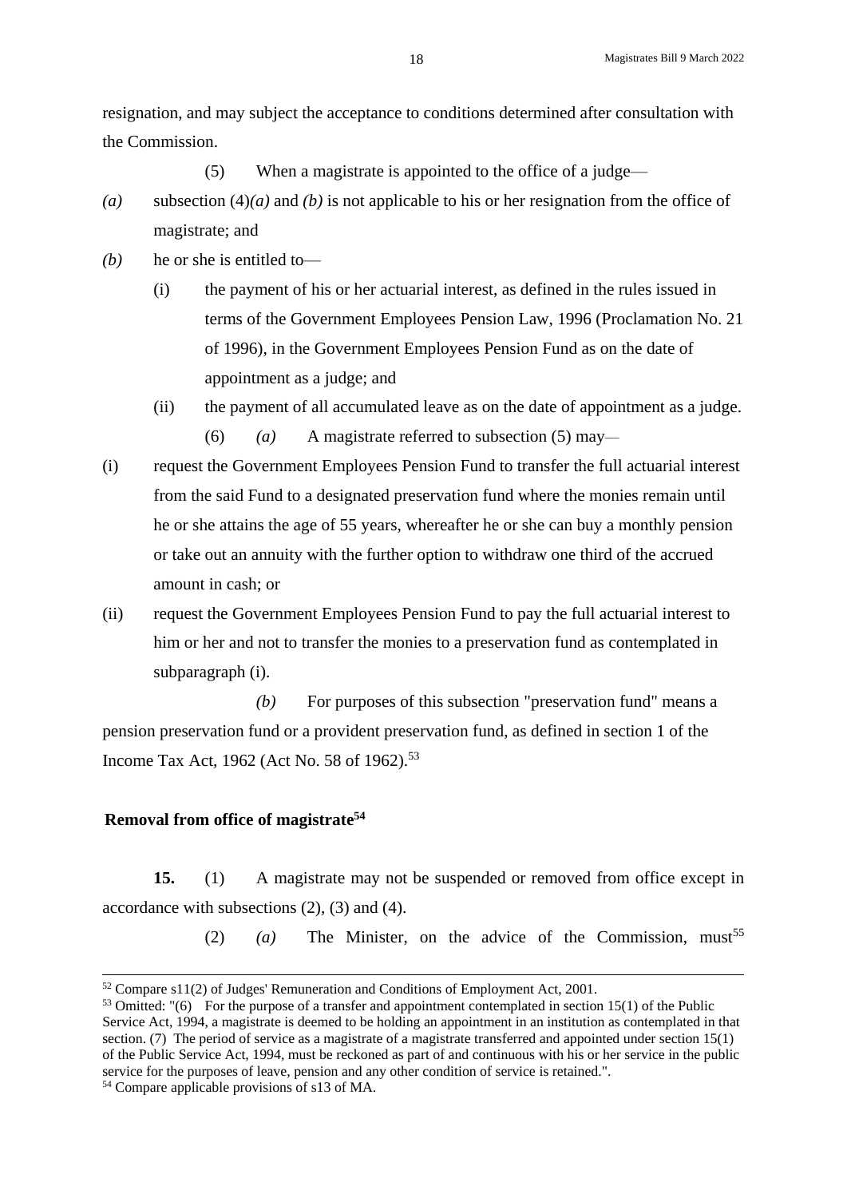resignation, and may subject the acceptance to conditions determined after consultation with the Commission.

(5) When a magistrate is appointed to the office of a judge—

*(a)* subsection (4)*(a)* and *(b)* is not applicable to his or her resignation from the office of magistrate; and

*(b)* he or she is entitled to—

   (i) the payment of his or her actuarial interest, as defined in the rules issued in terms of the Government Employees Pension Law, 1996 (Proclamation No. 21 of 1996), in the Government Employees Pension Fund as on the date of appointment as a judge; and

   (ii) the payment of all accumulated leave as on the date of appointment as a judge.

(6) *(a)* A magistrate referred to subsection (5) may—

(i) request the Government Employees Pension Fund to transfer the full actuarial interest from the said Fund to a designated preservation fund where the monies remain until he or she attains the age of 55 years, whereafter he or she can buy a monthly pension or take out an annuity with the further option to withdraw one third of the accrued amount in cash; or

(ii) request the Government Employees Pension Fund to pay the full actuarial interest to him or her and not to transfer the monies to a preservation fund as contemplated in subparagraph (i).

*(b)* For purposes of this subsection "preservation fund" means a pension preservation fund or a provident preservation fund, as defined in section 1 of the Income Tax Act, 1962 (Act No. 58 of 1962).[53]

**Removal from office of magistrate[54]**

**15.** (1) A magistrate may not be suspended or removed from office except in accordance with subsections (2), (3) and (4).

(2) *(a)* The Minister, on the advice of the Commission, must[55]

---

[52] Compare s11(2) of Judges' Remuneration and Conditions of Employment Act, 2001.

[53] Omitted: "(6) For the purpose of a transfer and appointment contemplated in section 15(1) of the Public Service Act, 1994, a magistrate is deemed to be holding an appointment in an institution as contemplated in that section. (7) The period of service as a magistrate of a magistrate transferred and appointed under section 15(1) of the Public Service Act, 1994, must be reckoned as part of and continuous with his or her service in the public service for the purposes of leave, pension and any other condition of service is retained.".

[54] Compare applicable provisions of s13 of MA.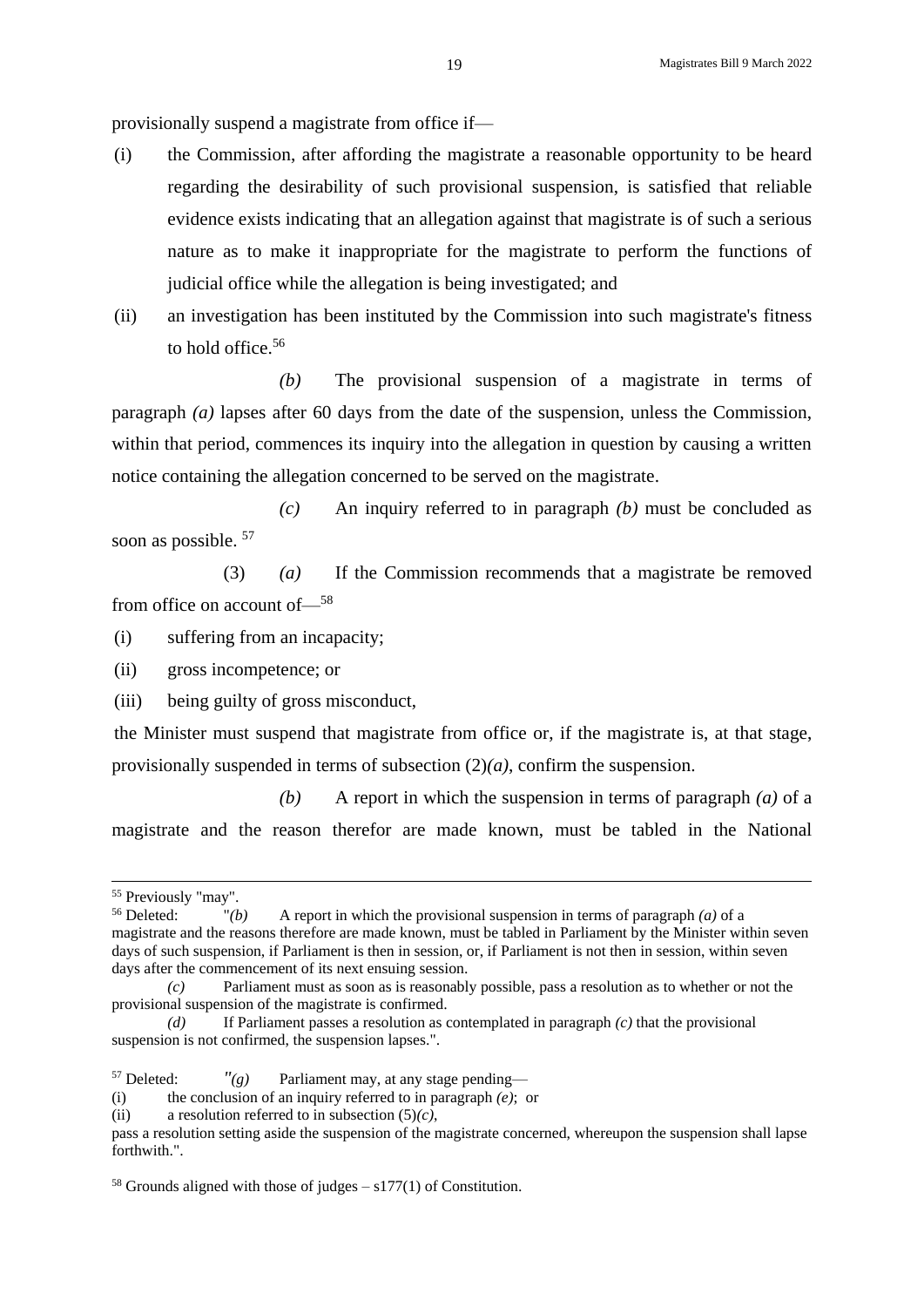provisionally suspend a magistrate from office if—

(i) the Commission, after affording the magistrate a reasonable opportunity to be heard regarding the desirability of such provisional suspension, is satisfied that reliable evidence exists indicating that an allegation against that magistrate is of such a serious nature as to make it inappropriate for the magistrate to perform the functions of judicial office while the allegation is being investigated; and

(ii) an investigation has been instituted by the Commission into such magistrate's fitness to hold office.[56]

*(b)* The provisional suspension of a magistrate in terms of paragraph *(a)* lapses after 60 days from the date of the suspension, unless the Commission, within that period, commences its inquiry into the allegation in question by causing a written notice containing the allegation concerned to be served on the magistrate.

*(c)* An inquiry referred to in paragraph *(b)* must be concluded as soon as possible. [57]

(3) *(a)* If the Commission recommends that a magistrate be removed from office on account of—[58]

(i) suffering from an incapacity;

(ii) gross incompetence; or

(iii) being guilty of gross misconduct,

the Minister must suspend that magistrate from office or, if the magistrate is, at that stage, provisionally suspended in terms of subsection (2)*(a)*, confirm the suspension.

*(b)* A report in which the suspension in terms of paragraph *(a)* of a magistrate and the reason therefor are made known, must be tabled in the National

---

[55] Previously "may".

[56] Deleted: "*(b)* A report in which the provisional suspension in terms of paragraph *(a)* of a magistrate and the reasons therefore are made known, must be tabled in Parliament by the Minister within seven days of such suspension, if Parliament is then in session, or, if Parliament is not then in session, within seven days after the commencement of its next ensuing session.

*(c)* Parliament must as soon as is reasonably possible, pass a resolution as to whether or not the provisional suspension of the magistrate is confirmed.

*(d)* If Parliament passes a resolution as contemplated in paragraph *(c)* that the provisional suspension is not confirmed, the suspension lapses.".

[57] Deleted: "*(g)* Parliament may, at any stage pending—

(i) the conclusion of an inquiry referred to in paragraph *(e)*; or

(ii) a resolution referred to in subsection (5)*(c)*,

pass a resolution setting aside the suspension of the magistrate concerned, whereupon the suspension shall lapse forthwith.".

[58] Grounds aligned with those of judges – s177(1) of Constitution.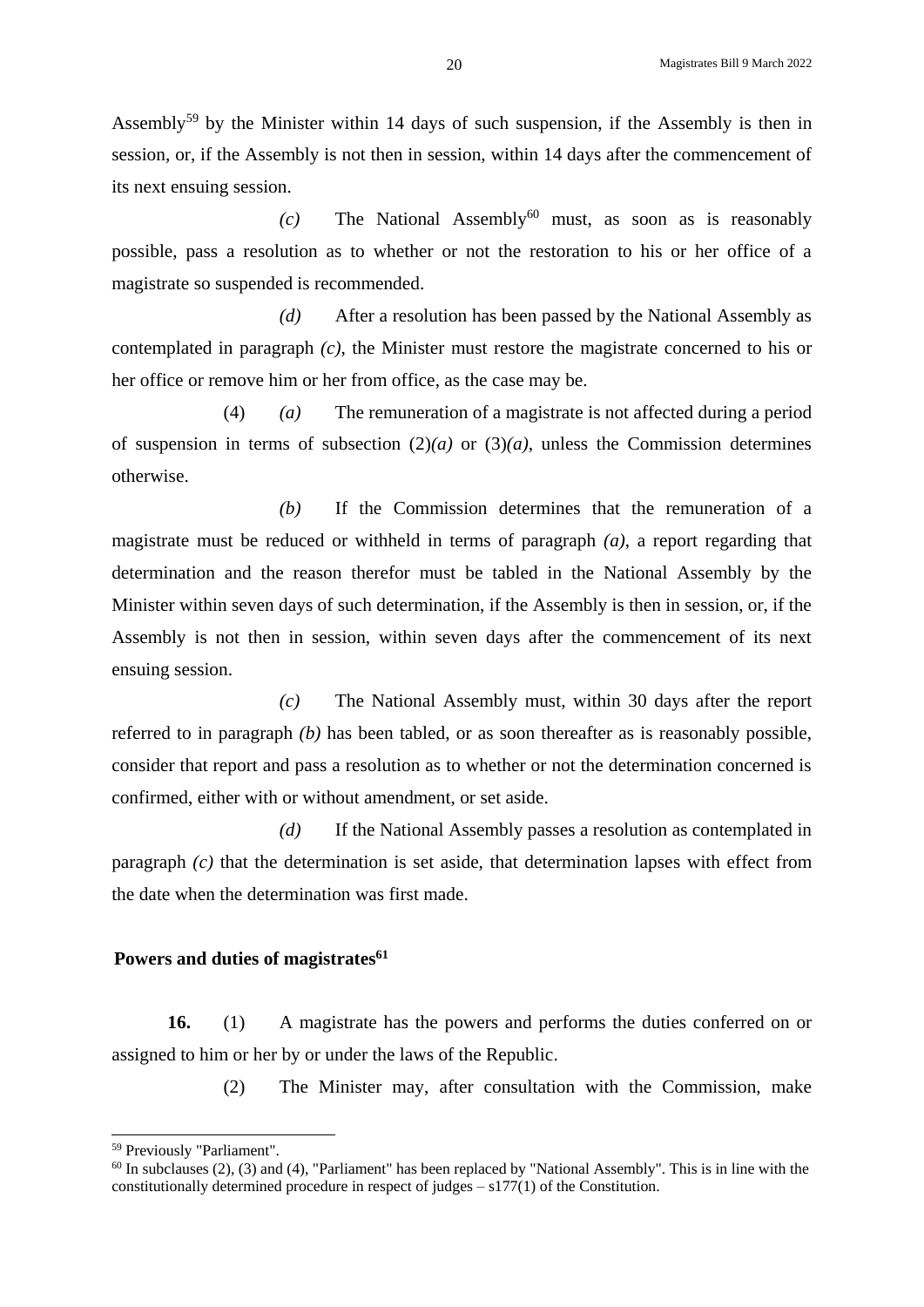Assembly[59] by the Minister within 14 days of such suspension, if the Assembly is then in session, or, if the Assembly is not then in session, within 14 days after the commencement of its next ensuing session.

*(c)* The National Assembly[60] must, as soon as is reasonably possible, pass a resolution as to whether or not the restoration to his or her office of a magistrate so suspended is recommended.

*(d)* After a resolution has been passed by the National Assembly as contemplated in paragraph *(c)*, the Minister must restore the magistrate concerned to his or her office or remove him or her from office, as the case may be.

(4) *(a)* The remuneration of a magistrate is not affected during a period of suspension in terms of subsection (2)*(a)* or (3)*(a)*, unless the Commission determines otherwise.

*(b)* If the Commission determines that the remuneration of a magistrate must be reduced or withheld in terms of paragraph *(a)*, a report regarding that determination and the reason therefor must be tabled in the National Assembly by the Minister within seven days of such determination, if the Assembly is then in session, or, if the Assembly is not then in session, within seven days after the commencement of its next ensuing session.

*(c)* The National Assembly must, within 30 days after the report referred to in paragraph *(b)* has been tabled, or as soon thereafter as is reasonably possible, consider that report and pass a resolution as to whether or not the determination concerned is confirmed, either with or without amendment, or set aside.

*(d)* If the National Assembly passes a resolution as contemplated in paragraph *(c)* that the determination is set aside, that determination lapses with effect from the date when the determination was first made.

**Powers and duties of magistrates[61]**

**16.** (1) A magistrate has the powers and performs the duties conferred on or assigned to him or her by or under the laws of the Republic.

(2) The Minister may, after consultation with the Commission, make

[59] Previously "Parliament".

[60] In subclauses (2), (3) and (4), "Parliament" has been replaced by "National Assembly". This is in line with the constitutionally determined procedure in respect of judges – s177(1) of the Constitution.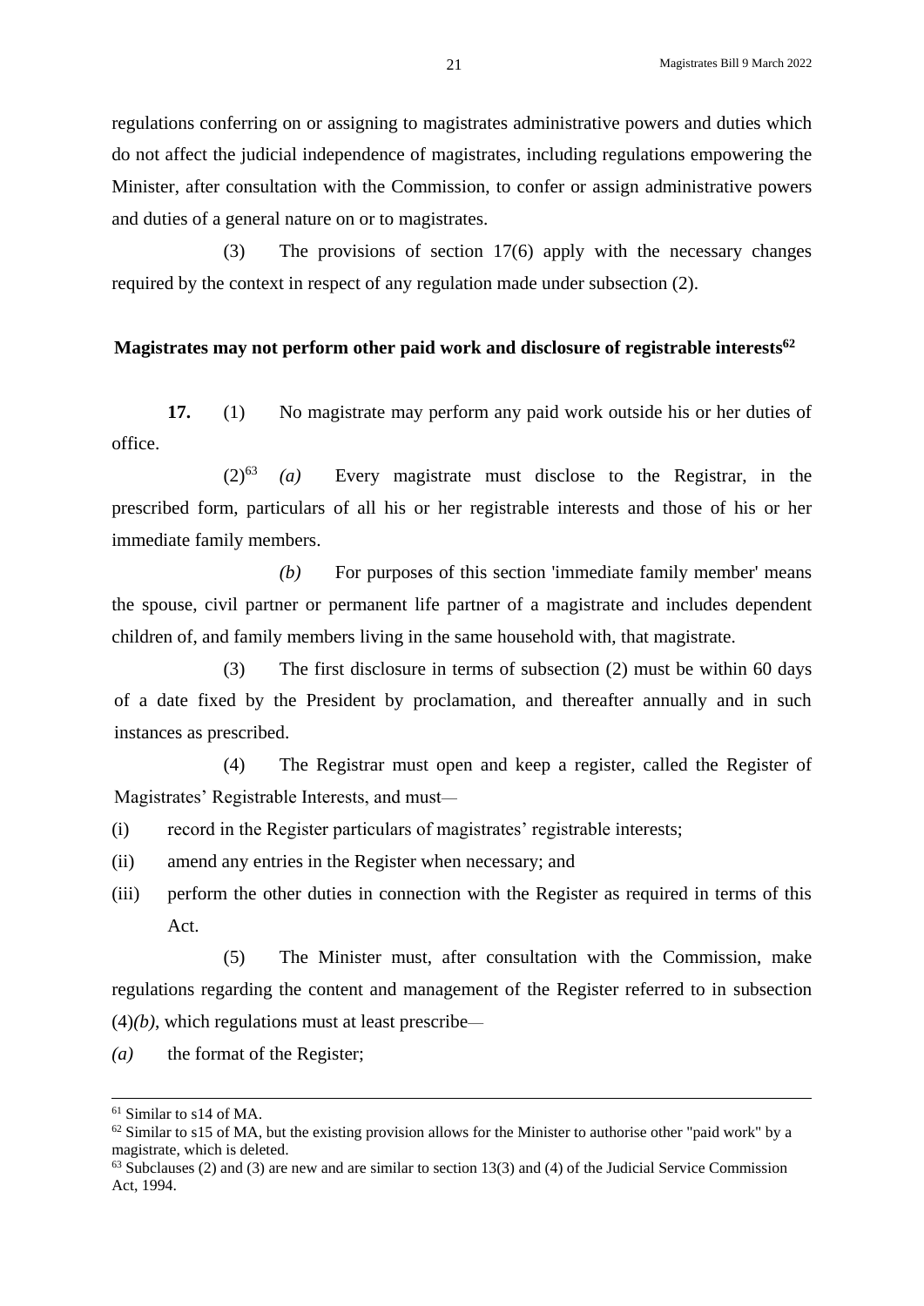regulations conferring on or assigning to magistrates administrative powers and duties which do not affect the judicial independence of magistrates, including regulations empowering the Minister, after consultation with the Commission, to confer or assign administrative powers and duties of a general nature on or to magistrates.

(3) The provisions of section 17(6) apply with the necessary changes required by the context in respect of any regulation made under subsection (2).

### Magistrates may not perform other paid work and disclosure of registrable interests[62]

**17.** (1) No magistrate may perform any paid work outside his or her duties of office.

(2)[63] *(a)* Every magistrate must disclose to the Registrar, in the prescribed form, particulars of all his or her registrable interests and those of his or her immediate family members.

*(b)* For purposes of this section 'immediate family member' means the spouse, civil partner or permanent life partner of a magistrate and includes dependent children of, and family members living in the same household with, that magistrate.

(3) The first disclosure in terms of subsection (2) must be within 60 days of a date fixed by the President by proclamation, and thereafter annually and in such instances as prescribed.

(4) The Registrar must open and keep a register, called the Register of Magistrates' Registrable Interests, and must—

(i) record in the Register particulars of magistrates' registrable interests;

(ii) amend any entries in the Register when necessary; and

(iii) perform the other duties in connection with the Register as required in terms of this Act.

(5) The Minister must, after consultation with the Commission, make regulations regarding the content and management of the Register referred to in subsection (4)*(b)*, which regulations must at least prescribe—

*(a)* the format of the Register;

---

[61] Similar to s14 of MA.

[62] Similar to s15 of MA, but the existing provision allows for the Minister to authorise other "paid work" by a magistrate, which is deleted.

[63] Subclauses (2) and (3) are new and are similar to section 13(3) and (4) of the Judicial Service Commission Act, 1994.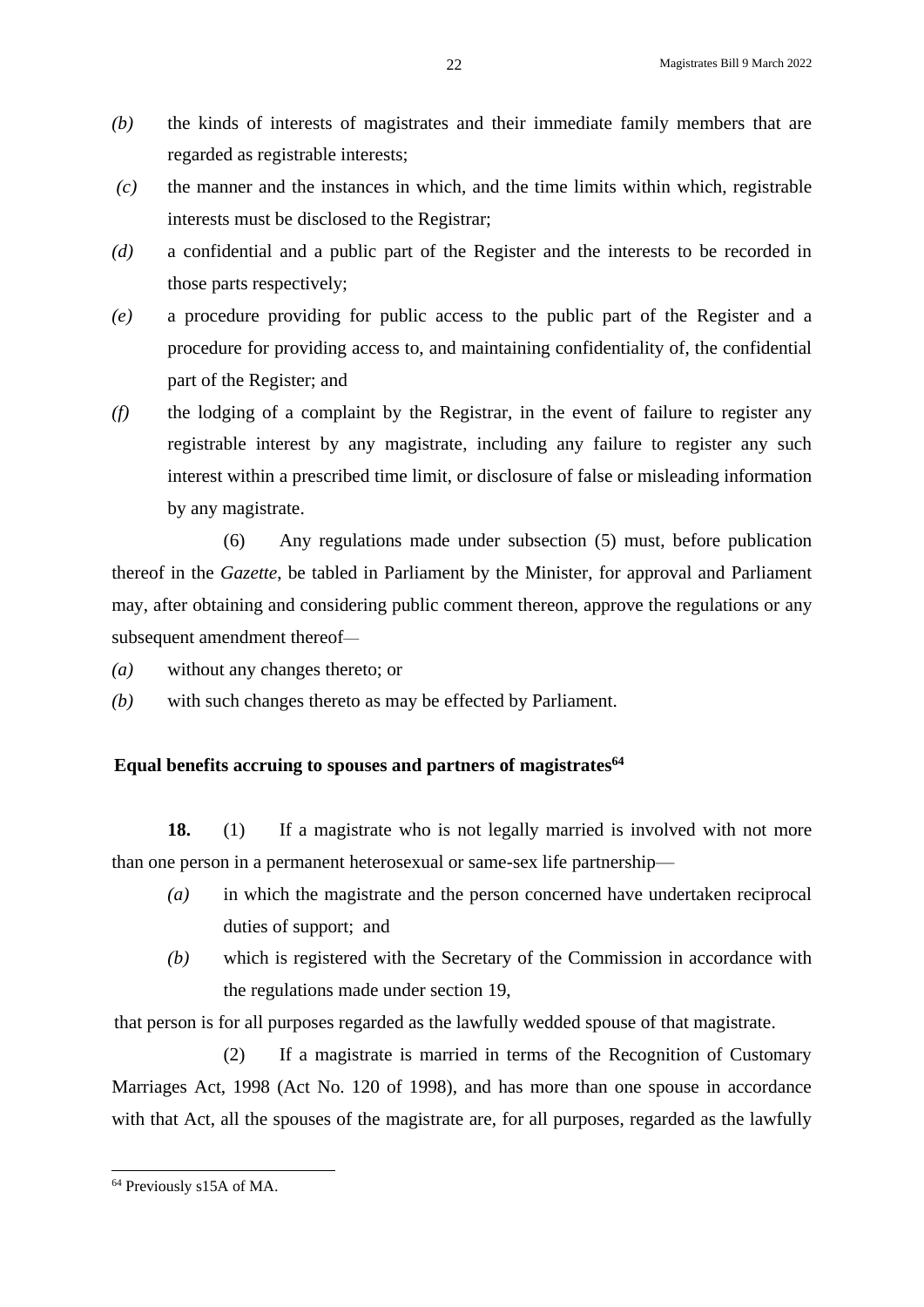*(b)* the kinds of interests of magistrates and their immediate family members that are regarded as registrable interests;

*(c)* the manner and the instances in which, and the time limits within which, registrable interests must be disclosed to the Registrar;

*(d)* a confidential and a public part of the Register and the interests to be recorded in those parts respectively;

*(e)* a procedure providing for public access to the public part of the Register and a procedure for providing access to, and maintaining confidentiality of, the confidential part of the Register; and

*(f)* the lodging of a complaint by the Registrar, in the event of failure to register any registrable interest by any magistrate, including any failure to register any such interest within a prescribed time limit, or disclosure of false or misleading information by any magistrate.

(6) Any regulations made under subsection (5) must, before publication thereof in the *Gazette*, be tabled in Parliament by the Minister, for approval and Parliament may, after obtaining and considering public comment thereon, approve the regulations or any subsequent amendment thereof—

*(a)* without any changes thereto; or

*(b)* with such changes thereto as may be effected by Parliament.

**Equal benefits accruing to spouses and partners of magistrates**[64]

**18.** (1) If a magistrate who is not legally married is involved with not more than one person in a permanent heterosexual or same-sex life partnership—

*(a)* in which the magistrate and the person concerned have undertaken reciprocal duties of support; and

*(b)* which is registered with the Secretary of the Commission in accordance with the regulations made under section 19,

that person is for all purposes regarded as the lawfully wedded spouse of that magistrate.

(2) If a magistrate is married in terms of the Recognition of Customary Marriages Act, 1998 (Act No. 120 of 1998), and has more than one spouse in accordance with that Act, all the spouses of the magistrate are, for all purposes, regarded as the lawfully

[64] Previously s15A of MA.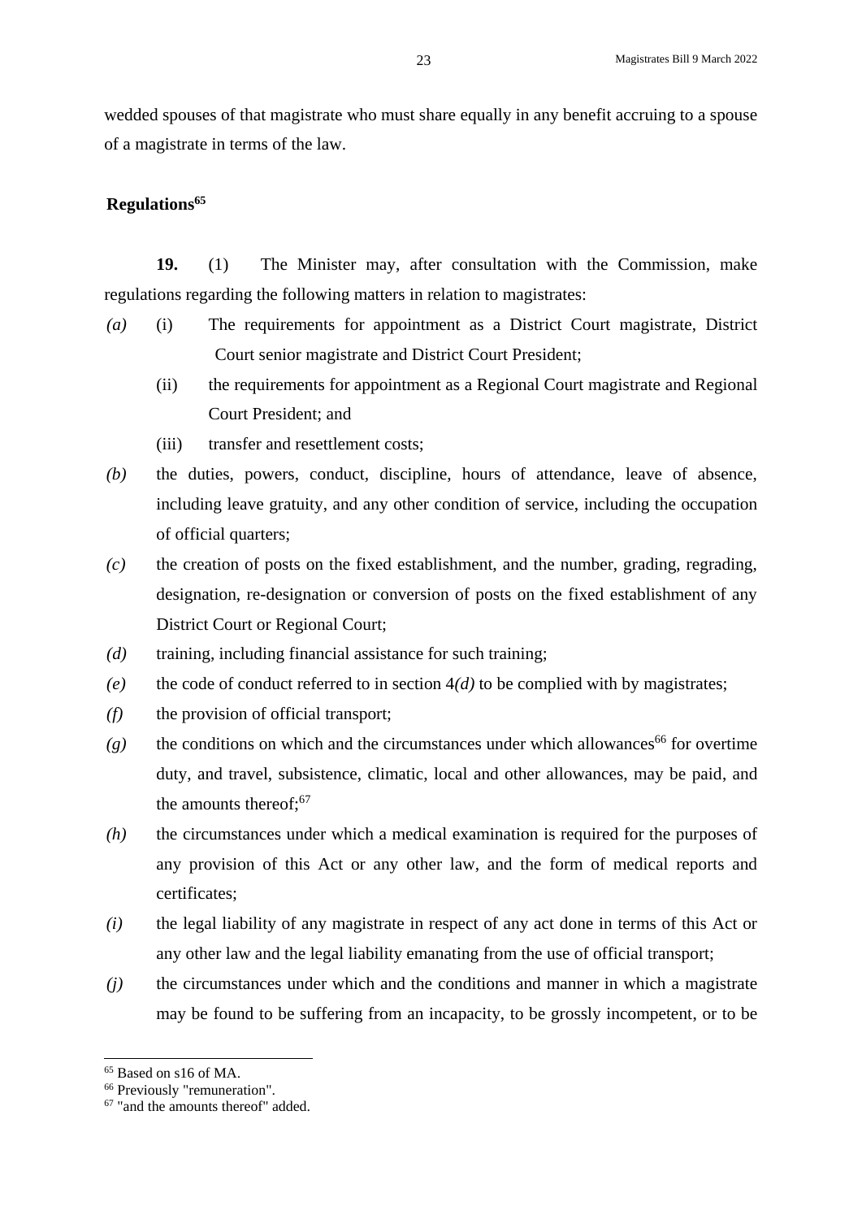wedded spouses of that magistrate who must share equally in any benefit accruing to a spouse of a magistrate in terms of the law.

**Regulations**[65]

**19.** (1) The Minister may, after consultation with the Commission, make regulations regarding the following matters in relation to magistrates:

*(a)* (i) The requirements for appointment as a District Court magistrate, District Court senior magistrate and District Court President;

(ii) the requirements for appointment as a Regional Court magistrate and Regional Court President; and

(iii) transfer and resettlement costs;

*(b)* the duties, powers, conduct, discipline, hours of attendance, leave of absence, including leave gratuity, and any other condition of service, including the occupation of official quarters;

*(c)* the creation of posts on the fixed establishment, and the number, grading, regrading, designation, re-designation or conversion of posts on the fixed establishment of any District Court or Regional Court;

*(d)* training, including financial assistance for such training;

*(e)* the code of conduct referred to in section 4*(d)* to be complied with by magistrates;

*(f)* the provision of official transport;

*(g)* the conditions on which and the circumstances under which allowances[66] for overtime duty, and travel, subsistence, climatic, local and other allowances, may be paid, and the amounts thereof;[67]

*(h)* the circumstances under which a medical examination is required for the purposes of any provision of this Act or any other law, and the form of medical reports and certificates;

*(i)* the legal liability of any magistrate in respect of any act done in terms of this Act or any other law and the legal liability emanating from the use of official transport;

*(j)* the circumstances under which and the conditions and manner in which a magistrate may be found to be suffering from an incapacity, to be grossly incompetent, or to be

---

[65] Based on s16 of MA.

[66] Previously "remuneration".

[67] "and the amounts thereof" added.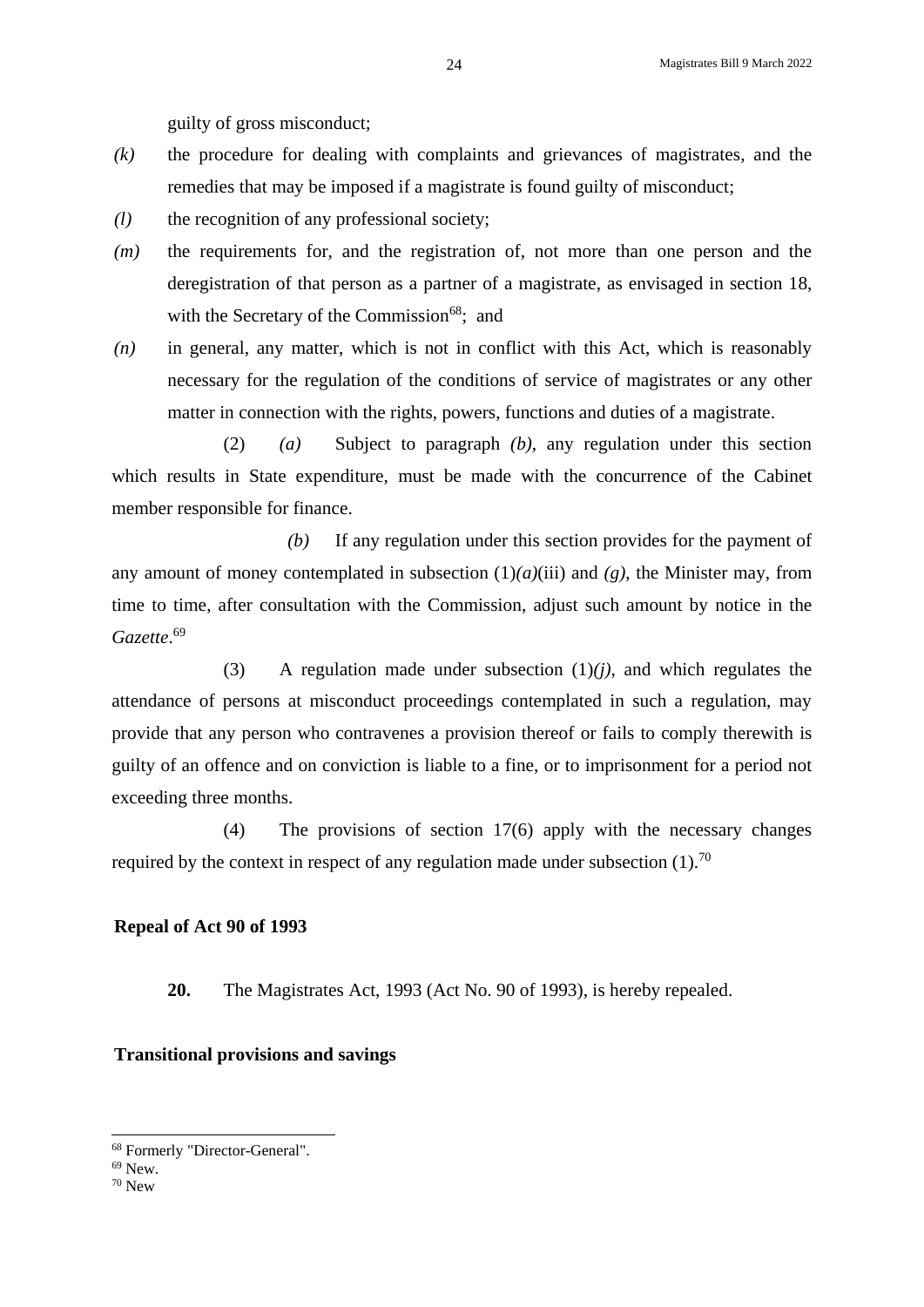guilty of gross misconduct;

*(k)* the procedure for dealing with complaints and grievances of magistrates, and the remedies that may be imposed if a magistrate is found guilty of misconduct;

*(l)* the recognition of any professional society;

*(m)* the requirements for, and the registration of, not more than one person and the deregistration of that person as a partner of a magistrate, as envisaged in section 18, with the Secretary of the Commission[68]; and

*(n)* in general, any matter, which is not in conflict with this Act, which is reasonably necessary for the regulation of the conditions of service of magistrates or any other matter in connection with the rights, powers, functions and duties of a magistrate.

(2) *(a)* Subject to paragraph *(b)*, any regulation under this section which results in State expenditure, must be made with the concurrence of the Cabinet member responsible for finance.

*(b)* If any regulation under this section provides for the payment of any amount of money contemplated in subsection (1)*(a)*(iii) and *(g)*, the Minister may, from time to time, after consultation with the Commission, adjust such amount by notice in the *Gazette*.[69]

(3) A regulation made under subsection (1)*(j)*, and which regulates the attendance of persons at misconduct proceedings contemplated in such a regulation, may provide that any person who contravenes a provision thereof or fails to comply therewith is guilty of an offence and on conviction is liable to a fine, or to imprisonment for a period not exceeding three months.

(4) The provisions of section 17(6) apply with the necessary changes required by the context in respect of any regulation made under subsection (1).[70]

**Repeal of Act 90 of 1993**

**20.** The Magistrates Act, 1993 (Act No. 90 of 1993), is hereby repealed.

**Transitional provisions and savings**

---

[68] Formerly "Director-General".

[69] New.

[70] New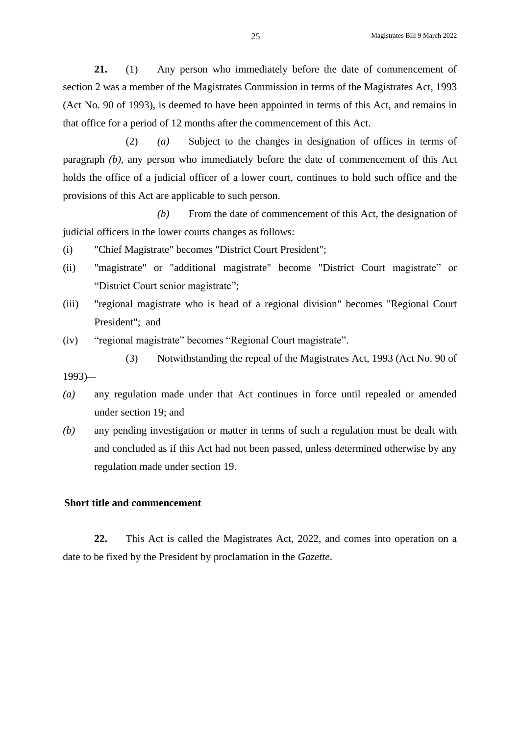**21.** (1) Any person who immediately before the date of commencement of section 2 was a member of the Magistrates Commission in terms of the Magistrates Act, 1993 (Act No. 90 of 1993), is deemed to have been appointed in terms of this Act, and remains in that office for a period of 12 months after the commencement of this Act.

(2) *(a)* Subject to the changes in designation of offices in terms of paragraph *(b)*, any person who immediately before the date of commencement of this Act holds the office of a judicial officer of a lower court, continues to hold such office and the provisions of this Act are applicable to such person.

*(b)* From the date of commencement of this Act, the designation of judicial officers in the lower courts changes as follows:

(i) "Chief Magistrate" becomes "District Court President";

(ii) "magistrate" or "additional magistrate" become "District Court magistrate" or "District Court senior magistrate";

(iii) "regional magistrate who is head of a regional division" becomes "Regional Court President"; and

(iv) "regional magistrate" becomes "Regional Court magistrate".

(3) Notwithstanding the repeal of the Magistrates Act, 1993 (Act No. 90 of 1993)—

*(a)* any regulation made under that Act continues in force until repealed or amended under section 19; and

*(b)* any pending investigation or matter in terms of such a regulation must be dealt with and concluded as if this Act had not been passed, unless determined otherwise by any regulation made under section 19.

**Short title and commencement**

**22.** This Act is called the Magistrates Act, 2022, and comes into operation on a date to be fixed by the President by proclamation in the *Gazette*.